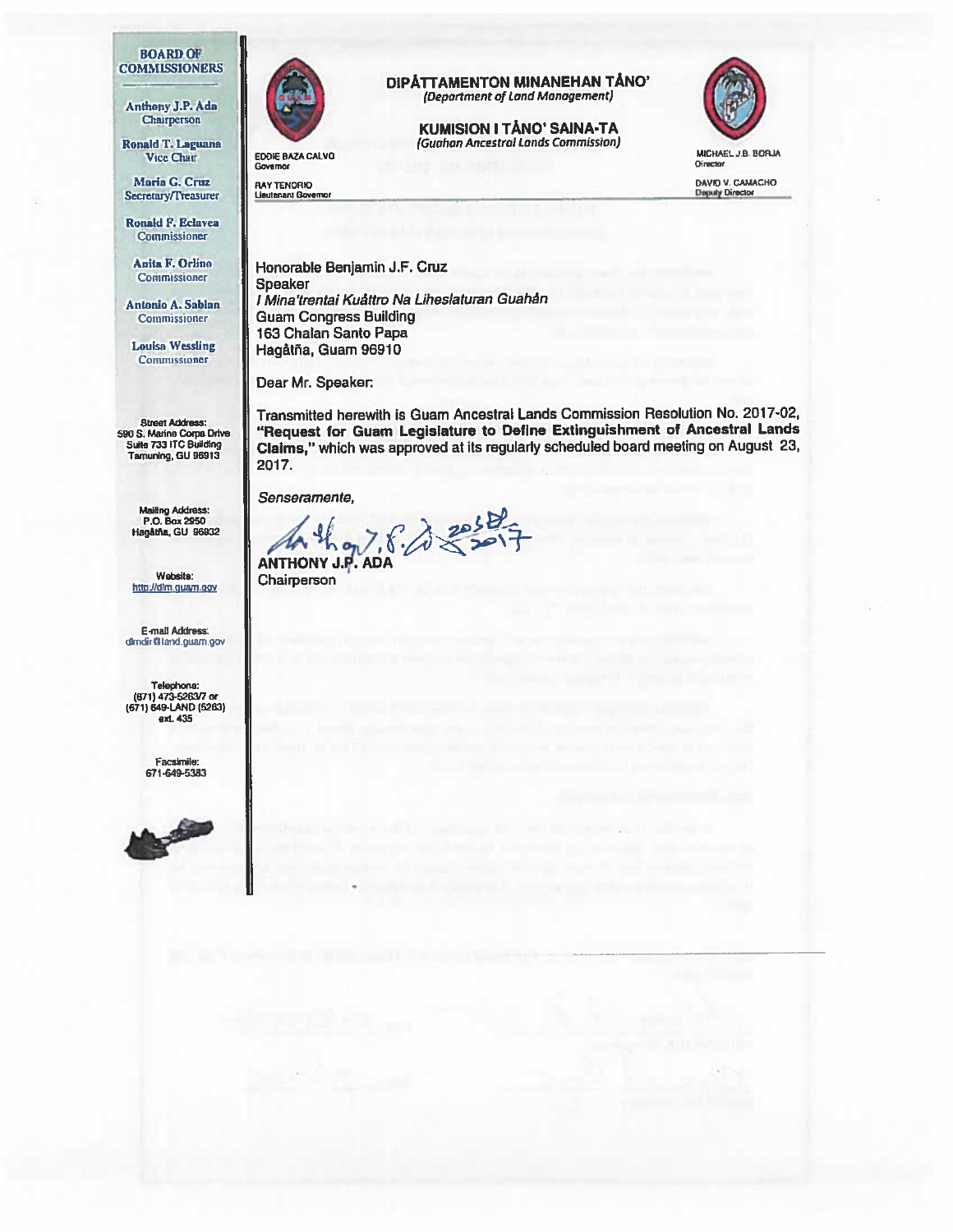**BOARD OF COMMISSIONERS**

Anthony J.P. Ada
Chairperson

Ronald T. Laguana
Vice Chair

Maria G. Cruz
Secretary/Treasurer

Ronald F. Eclavea
Commissioner

Anita F. Orlino
Commissioner

Antonio A. Sablan
Commissioner

Louisa Wessling
Commissioner

Street Address:
590 S. Marine Corps Drive
Suite 733 ITC Building
Tamuning, GU 96913

Mailing Address:
P.O. Box 2950
Hagåtña, GU 96932

Website:
http://dlm.guam.gov

E-mail Address:
dlmdir@land.guam.gov

Telephone:
(671) 473-5263/7 or
(671) 649-LAND (5263)
ext. 435

Facsimile:
671-649-5383

# DIPÅTTAMENTON MINANEHAN TÅNO'
*(Department of Land Management)*

## KUMISION I TÅNO' SAINA-TA
*(Guahan Ancestral Lands Commission)*

EDDIE BAZA CALVO
Governor

RAY TENORIO
Lieutenant Governor

MICHAEL J.B. BORJA
Director

DAVID V. CAMACHO
Deputy Director

Honorable Benjamin J.F. Cruz
Speaker
*I Mina'trentai Kuåttro Na Liheslaturan Guåhan*
Guam Congress Building
163 Chalan Santo Papa
Hagåtña, Guam 96910

Dear Mr. Speaker:

Transmitted herewith is Guam Ancestral Lands Commission Resolution No. 2017-02, **"Request for Guam Legislature to Define Extinguishment of Ancestral Lands Claims,"** which was approved at its regularly scheduled board meeting on August 23, 2017.

*Senseramente,*

**ANTHONY J.P. ADA**
Chairperson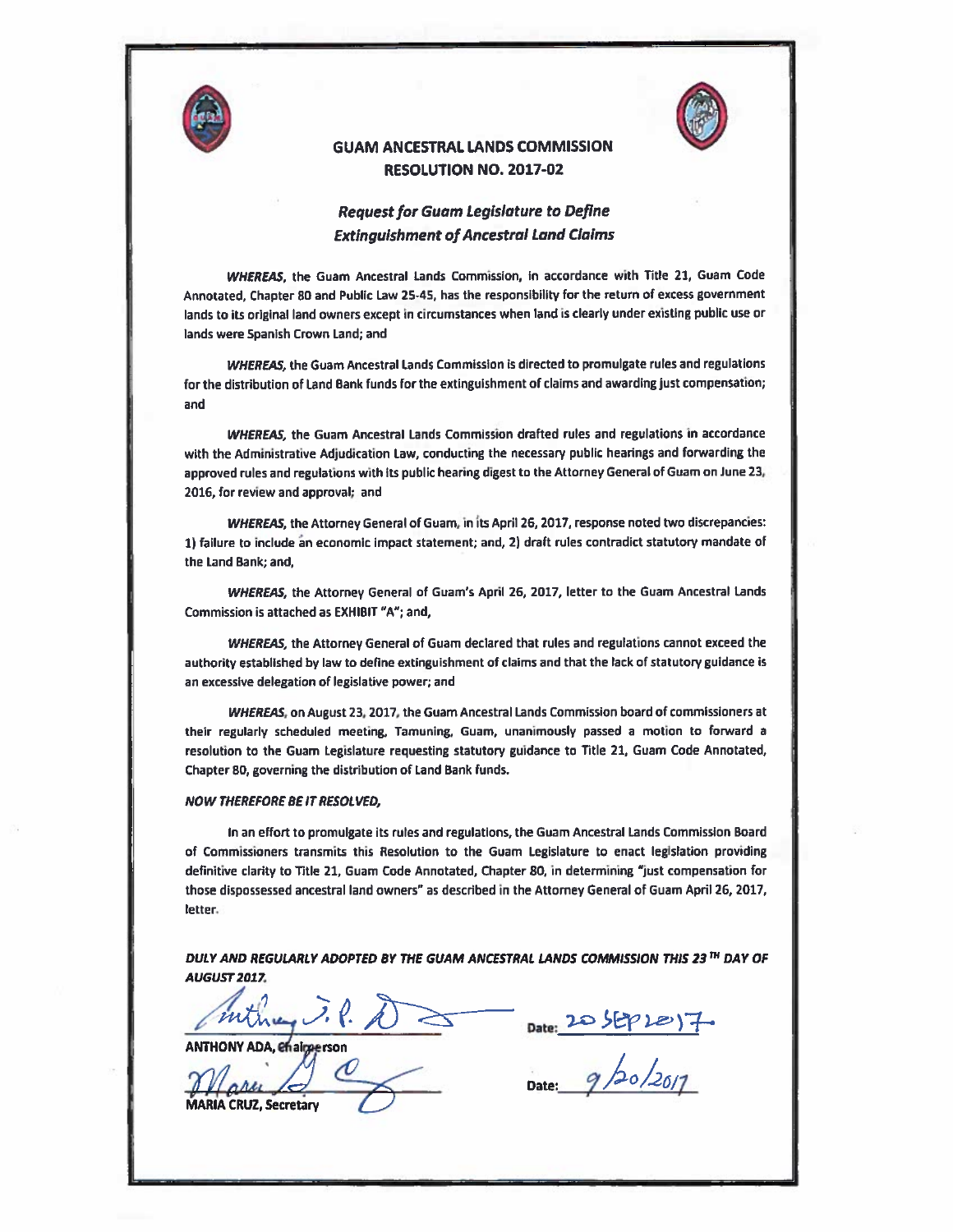# GUAM ANCESTRAL LANDS COMMISSION
## RESOLUTION NO. 2017-02

### *Request for Guam Legislature to Define Extinguishment of Ancestral Land Claims*

***WHEREAS,*** the Guam Ancestral Lands Commission, in accordance with Title 21, Guam Code Annotated, Chapter 80 and Public Law 25-45, has the responsibility for the return of excess government lands to its original land owners except in circumstances when land is clearly under existing public use or lands were Spanish Crown Land; and

***WHEREAS,*** the Guam Ancestral Lands Commission is directed to promulgate rules and regulations for the distribution of Land Bank funds for the extinguishment of claims and awarding just compensation; and

***WHEREAS,*** the Guam Ancestral Lands Commission drafted rules and regulations in accordance with the Administrative Adjudication Law, conducting the necessary public hearings and forwarding the approved rules and regulations with its public hearing digest to the Attorney General of Guam on June 23, 2016, for review and approval; and

***WHEREAS,*** the Attorney General of Guam, in its April 26, 2017, response noted two discrepancies: 1) failure to include an economic impact statement; and, 2) draft rules contradict statutory mandate of the Land Bank; and,

***WHEREAS,*** the Attorney General of Guam's April 26, 2017, letter to the Guam Ancestral Lands Commission is attached as EXHIBIT "A"; and,

***WHEREAS,*** the Attorney General of Guam declared that rules and regulations cannot exceed the authority established by law to define extinguishment of claims and that the lack of statutory guidance is an excessive delegation of legislative power; and

***WHEREAS,*** on August 23, 2017, the Guam Ancestral Lands Commission board of commissioners at their regularly scheduled meeting, Tamuning, Guam, unanimously passed a motion to forward a resolution to the Guam Legislature requesting statutory guidance to Title 21, Guam Code Annotated, Chapter 80, governing the distribution of Land Bank funds.

***NOW THEREFORE BE IT RESOLVED,***

In an effort to promulgate its rules and regulations, the Guam Ancestral Lands Commission Board of Commissioners transmits this Resolution to the Guam Legislature to enact legislation providing definitive clarity to Title 21, Guam Code Annotated, Chapter 80, in determining "just compensation for those dispossessed ancestral land owners" as described in the Attorney General of Guam April 26, 2017, letter.

***DULY AND REGULARLY ADOPTED BY THE GUAM ANCESTRAL LANDS COMMISSION THIS 23$^{TH}$ DAY OF AUGUST 2017.***

ANTHONY ADA, Chairperson — Date: 20 SEP 2017

MARIA CRUZ, Secretary — Date: 9/20/2017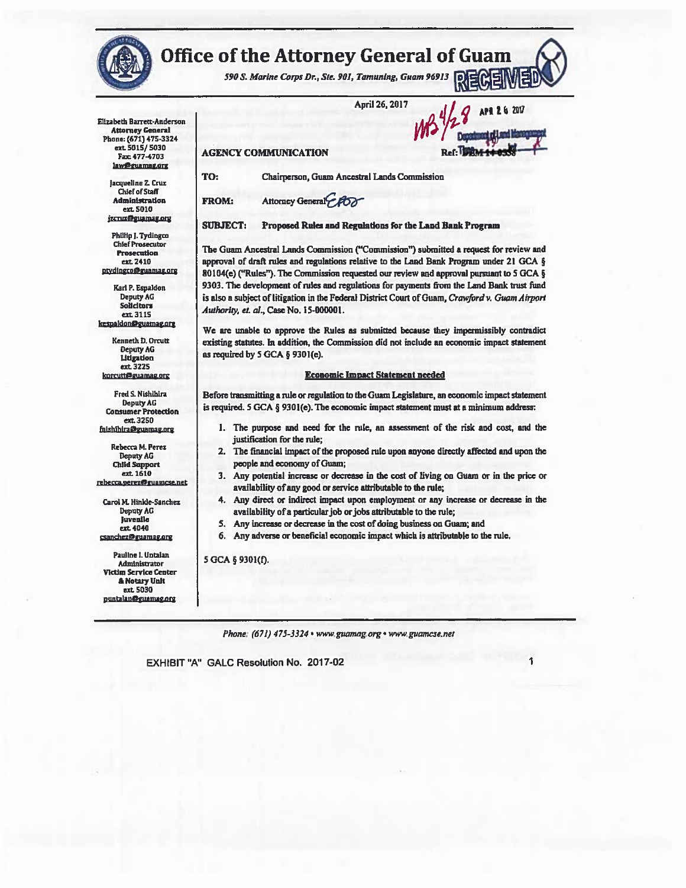# Office of the Attorney General of Guam

*590 S. Marine Corps Dr., Ste. 901, Tamuning, Guam 96913*

RECEIVED

APR 26 2017

Department of Land Management

Ref: DLM 14-0358

Elizabeth Barrett-Anderson
Attorney General
Phone: (671) 475-3324
ext. 5015/ 5030
Fax: 477-4703
law@guamag.org

Jacqueline Z. Cruz
Chief of Staff
Administration
ext. 5010
jzcruz@guamag.org

Phillip J. Tydingco
Chief Prosecutor
Prosecution
ext. 2410
ptydingco@guamag.org

Karl P. Espaldon
Deputy AG
Solicitors
ext. 3115
kespaldon@guamag.org

Kenneth D. Orcutt
Deputy AG
Litigation
ext. 3225
korcutt@guamag.org

Fred S. Nishihira
Deputy AG
Consumer Protection
ext. 3250
fnishihira@guamag.org

Rebecca M. Perez
Deputy AG
Child Support
ext. 1610
rebecca.perez@guamcse.net

Carol M. Hinkle-Sanchez
Deputy AG
Juvenile
ext. 4040
csanchez@guamag.org

Pauline I. Untalan
Administrator
Victim Service Center
& Notary Unit
ext. 5030
puntalan@guamag.org

April 26, 2017

**AGENCY COMMUNICATION**

**TO:** Chairperson, Guam Ancestral Lands Commission

**FROM:** Attorney General EBA

**SUBJECT: Proposed Rules and Regulations for the Land Bank Program**

The Guam Ancestral Lands Commission ("Commission") submitted a request for review and approval of draft rules and regulations relative to the Land Bank Program under 21 GCA § 80104(e) ("Rules"). The Commission requested our review and approval pursuant to 5 GCA § 9303. The development of rules and regulations for payments from the Land Bank trust fund is also a subject of litigation in the Federal District Court of Guam, *Crawford v. Guam Airport Authority, et. al.*, Case No. 15-000001.

We are unable to approve the Rules as submitted because they impermissibly contradict existing statutes. In addition, the Commission did not include an economic impact statement as required by 5 GCA § 9301(e).

**Economic Impact Statement needed**

Before transmitting a rule or regulation to the Guam Legislature, an economic impact statement is required. 5 GCA § 9301(e). The economic impact statement must at a minimum address:

1. The purpose and need for the rule, an assessment of the risk and cost, and the justification for the rule;
2. The financial impact of the proposed rule upon anyone directly affected and upon the people and economy of Guam;
3. Any potential increase or decrease in the cost of living on Guam or in the price or availability of any good or service attributable to the rule;
4. Any direct or indirect impact upon employment or any increase or decrease in the availability of a particular job or jobs attributable to the rule;
5. Any increase or decrease in the cost of doing business on Guam; and
6. Any adverse or beneficial economic impact which is attributable to the rule.

5 GCA § 9301(f).

*Phone: (671) 475-3324 • www.guamag.org • www.guamcse.net*

EXHIBIT "A" GALC Resolution No. 2017-02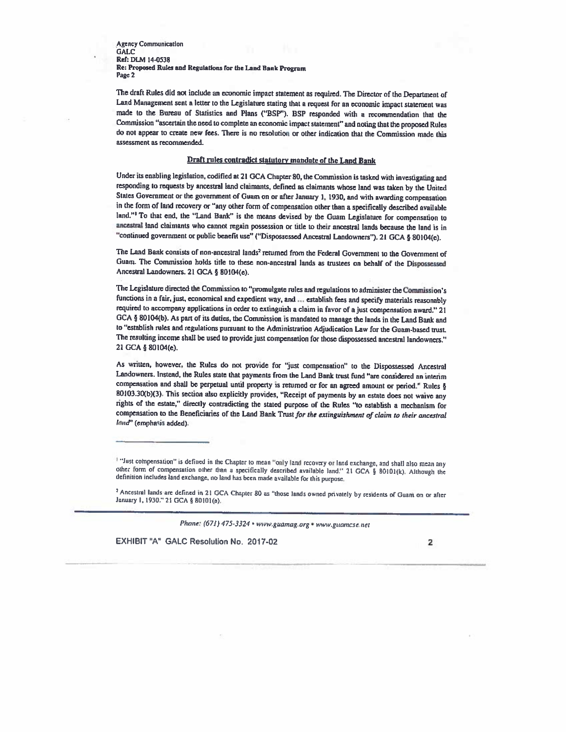The draft Rules did not include an economic impact statement as required. The Director of the Department of Land Management sent a letter to the Legislature stating that a request for an economic impact statement was made to the Bureau of Statistics and Plans ("BSP"). BSP responded with a recommendation that the Commission "ascertain the need to complete an economic impact statement" and noting that the proposed Rules do not appear to create new fees. There is no resolution or other indication that the Commission made this assessment as recommended.

**Draft rules contradict statutory mandate of the Land Bank**

Under its enabling legislation, codified at 21 GCA Chapter 80, the Commission is tasked with investigating and responding to requests by ancestral land claimants, defined as claimants whose land was taken by the United States Government or the government of Guam on or after January 1, 1930, and with awarding compensation in the form of land recovery or "any other form of compensation other than a specifically described available land."[1] To that end, the "Land Bank" is the means devised by the Guam Legislature for compensation to ancestral land claimants who cannot regain possession or title to their ancestral lands because the land is in "continued government or public benefit use" ("Dispossessed Ancestral Landowners"). 21 GCA § 80104(c).

The Land Bank consists of non-ancestral lands[2] returned from the Federal Government to the Government of Guam. The Commission holds title to these non-ancestral lands as trustees on behalf of the Dispossessed Ancestral Landowners. 21 GCA § 80104(e).

The Legislature directed the Commission to "promulgate rules and regulations to administer the Commission's functions in a fair, just, economical and expedient way, and ... establish fees and specify materials reasonably required to accompany applications in order to extinguish a claim in favor of a just compensation award." 21 GCA § 80104(b). As part of its duties, the Commission is mandated to manage the lands in the Land Bank and to "establish rules and regulations pursuant to the Administration Adjudication Law for the Guam-based trust. The resulting income shall be used to provide just compensation for those dispossessed ancestral landowners." 21 GCA § 80104(e).

As written, however, the Rules do not provide for "just compensation" to the Dispossessed Ancestral Landowners. Instead, the Rules state that payments from the Land Bank trust fund "are considered an interim compensation and shall be perpetual until property is returned or for an agreed amount or period." Rules § 80103.30(b)(3). This section also explicitly provides, "Receipt of payments by an estate does not waive any rights of the estate," directly contradicting the stated purpose of the Rules "to establish a mechanism for compensation to the Beneficiaries of the Land Bank Trust *for the extinguishment of claim to their ancestral land*" (emphasis added).

---

[1] "Just compensation" is defined in the Chapter to mean "only land recovery or land exchange, and shall also mean any other form of compensation other than a specifically described available land." 21 GCA § 80101(k). Although the definition includes land exchange, no land has been made available for this purpose.

[2] Ancestral lands are defined in 21 GCA Chapter 80 as "those lands owned privately by residents of Guam on or after January 1, 1930." 21 GCA § 80101(a).

*Phone: (671) 475-3324 • www.guamag.org • www.guamcse.net*

EXHIBIT "A" GALC Resolution No. 2017-02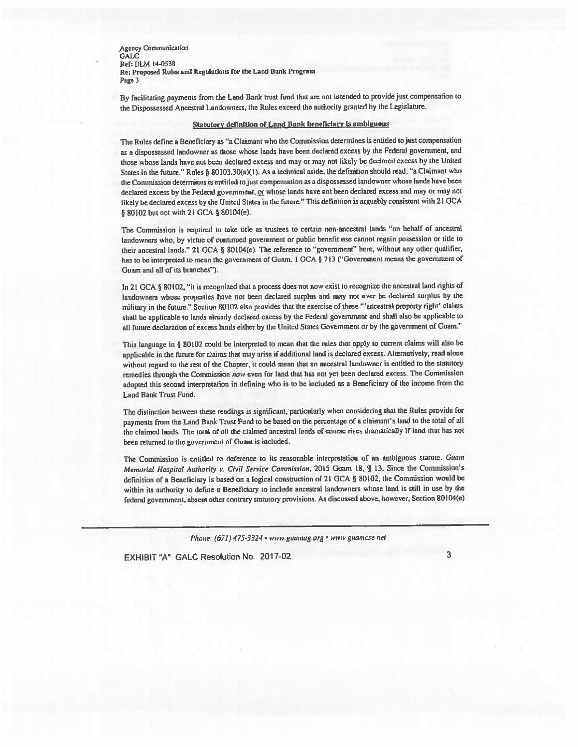By facilitating payments from the Land Bank trust fund that are not intended to provide just compensation to the Dispossessed Ancestral Landowners, the Rules exceed the authority granted by the Legislature.

**<u>Statutory definition of Land Bank beneficiary is ambiguous</u>**

The Rules define a Beneficiary as "a Claimant who the Commission determines is entitled to just compensation as a dispossessed landowner as those whose lands have been declared excess by the Federal government, and those whose lands have not been declared excess and may or may not likely be declared excess by the United States in the future." Rules § 80103.30(a)(1). As a technical aside, the definition should read, "a Claimant who the Commission determines is entitled to just compensation as a dispossessed landowner whose lands have been declared excess by the Federal government, <u>or</u> whose lands have not been declared excess and may or may not likely be declared excess by the United States in the future." This definition is arguably consistent with 21 GCA § 80102 but not with 21 GCA § 80104(e).

The Commission is required to take title as trustees to certain non-ancestral lands "on behalf of ancestral landowners who, by virtue of continued government or public benefit use cannot regain possession or title to their ancestral lands." 21 GCA § 80104(e). The reference to "government" here, without any other qualifier, has to be interpreted to mean the government of Guam. 1 GCA § 713 ("Government means the government of Guam and all of its branches").

In 21 GCA § 80102, "it is recognized that a process does not now exist to recognize the ancestral land rights of landowners whose properties have not been declared surplus and may not ever be declared surplus by the military in the future." Section 80102 also provides that the exercise of these "'ancestral property right' claims shall be applicable to lands already declared excess by the Federal government and shall also be applicable to all future declaration of excess lands either by the United States Government or by the government of Guam."

This language in § 80102 could be interpreted to mean that the rules that apply to current claims will also be applicable in the future for claims that may arise if additional land is declared excess. Alternatively, read alone without regard to the rest of the Chapter, it could mean that an ancestral landowner is entitled to the statutory remedies through the Commission *now* even for land that has not yet been declared excess. The Commission adopted this second interpretation in defining who is to be included as a Beneficiary of the income from the Land Bank Trust Fund.

The distinction between these readings is significant, particularly when considering that the Rules provide for payments from the Land Bank Trust Fund to be based on the percentage of a claimant's land to the total of all the claimed lands. The total of all the claimed ancestral lands of course rises dramatically if land that has not been returned to the government of Guam is included.

The Commission is entitled to deference to its reasonable interpretation of an ambiguous statute. *Guam Memorial Hospital Authority v. Civil Service Commission*, 2015 Guam 18, ¶ 13. Since the Commission's definition of a Beneficiary is based on a logical construction of 21 GCA § 80102, the Commission would be within its authority to define a Beneficiary to include ancestral landowners whose land is still in use by the federal government, absent other contrary statutory provisions. As discussed above, however, Section 80104(e)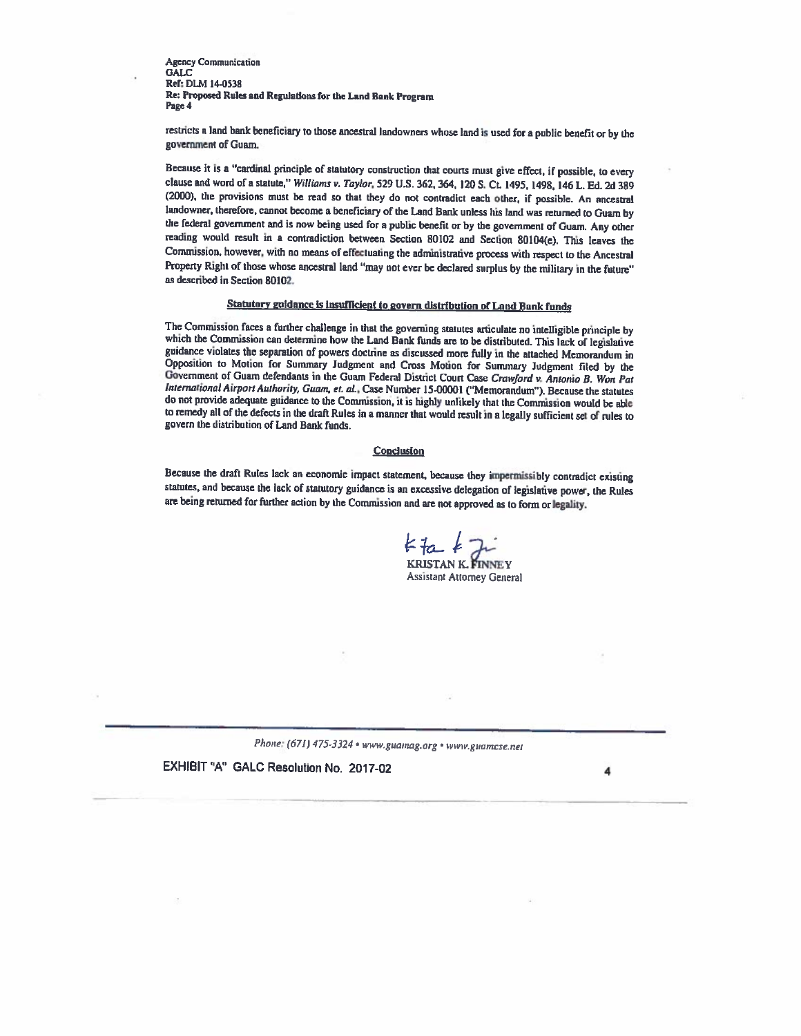restricts a land bank beneficiary to those ancestral landowners whose land is used for a public benefit or by the government of Guam.

Because it is a "cardinal principle of statutory construction that courts must give effect, if possible, to every clause and word of a statute," *Williams v. Taylor*, 529 U.S. 362, 364, 120 S. Ct. 1495, 1498, 146 L. Ed. 2d 389 (2000), the provisions must be read so that they do not contradict each other, if possible. An ancestral landowner, therefore, cannot become a beneficiary of the Land Bank unless his land was returned to Guam by the federal government and is now being used for a public benefit or by the government of Guam. Any other reading would result in a contradiction between Section 80102 and Section 80104(e). This leaves the Commission, however, with no means of effectuating the administrative process with respect to the Ancestral Property Right of those whose ancestral land "may not ever be declared surplus by the military in the future" as described in Section 80102.

## Statutory guidance is insufficient to govern distribution of Land Bank funds

The Commission faces a further challenge in that the governing statutes articulate no intelligible principle by which the Commission can determine how the Land Bank funds are to be distributed. This lack of legislative guidance violates the separation of powers doctrine as discussed more fully in the attached Memorandum in Opposition to Motion for Summary Judgment and Cross Motion for Summary Judgment filed by the Government of Guam defendants in the Guam Federal District Court Case *Crawford v. Antonio B. Won Pat International Airport Authority, Guam, et. al.*, Case Number 15-00001 ("Memorandum"). Because the statutes do not provide adequate guidance to the Commission, it is highly unlikely that the Commission would be able to remedy all of the defects in the draft Rules in a manner that would result in a legally sufficient set of rules to govern the distribution of Land Bank funds.

## Conclusion

Because the draft Rules lack an economic impact statement, because they impermissibly contradict existing statutes, and because the lack of statutory guidance is an excessive delegation of legislative power, the Rules are being returned for further action by the Commission and are not approved as to form or legality.

KRISTAN K. FINNEY
Assistant Attorney General

Phone: (671) 475-3324 • www.guamag.org • www.guamcse.net

EXHIBIT "A" GALC Resolution No. 2017-02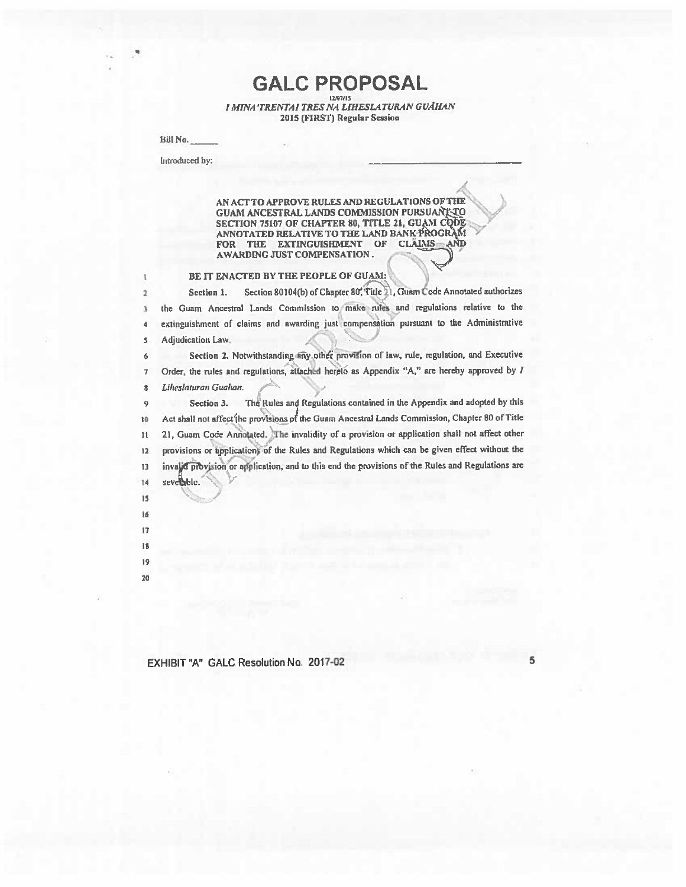# GALC PROPOSAL

12/07/15

*I MINA'TRENTAI TRES NA LIHESLATURAN GUÅHAN*
**2015 (FIRST) Regular Session**

Bill No. ______

Introduced by: ______________________

**AN ACT TO APPROVE RULES AND REGULATIONS OF THE GUAM ANCESTRAL LANDS COMMISSION PURSUANT TO SECTION 75107 OF CHAPTER 80, TITLE 21, GUAM CODE ANNOTATED RELATIVE TO THE LAND BANK PROGRAM FOR THE EXTINGUISHMENT OF CLAIMS AND AWARDING JUST COMPENSATION.**

**BE IT ENACTED BY THE PEOPLE OF GUAM:**

**Section 1.** Section 80104(b) of Chapter 80, Title 21, Guam Code Annotated authorizes the Guam Ancestral Lands Commission to make rules and regulations relative to the extinguishment of claims and awarding just compensation pursuant to the Administrative Adjudication Law.

**Section 2.** Notwithstanding any other provision of law, rule, regulation, and Executive Order, the rules and regulations, attached hereto as Appendix "A," are hereby approved by *I Liheslaturan Guahan*.

**Section 3.** The Rules and Regulations contained in the Appendix and adopted by this Act shall not affect the provisions of the Guam Ancestral Lands Commission, Chapter 80 of Title 21, Guam Code Annotated. The invalidity of a provision or application shall not affect other provisions or applications of the Rules and Regulations which can be given effect without the invalid provision or application, and to this end the provisions of the Rules and Regulations are severable.

EXHIBIT "A" GALC Resolution No. 2017-02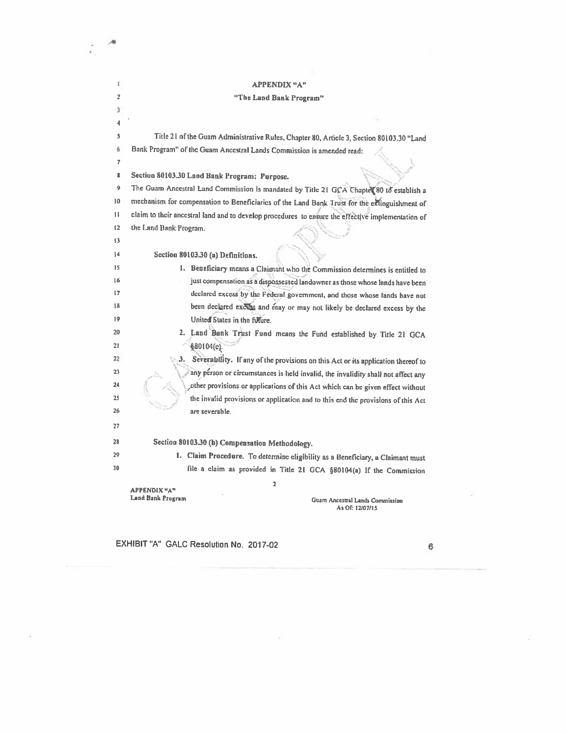# APPENDIX "A"

## "The Land Bank Program"

Title 21 of the Guam Administrative Rules, Chapter 80, Article 3, Section 80103.30 "Land Bank Program" of the Guam Ancestral Lands Commission is amended read:

**Section 80103.30 Land Bank Program: Purpose.**

The Guam Ancestral Land Commission is mandated by Title 21 GCA Chapter 80 to establish a mechanism for compensation to Beneficiaries of the Land Bank Trust for the extinguishment of claim to their ancestral land and to develop procedures to ensure the effective implementation of the Land Bank Program.

**Section 80103.30 (a) Definitions.**

1. **Beneficiary** means a Claimant who the Commission determines is entitled to just compensation as a dispossessed landowner as those whose lands have been declared excess by the Federal government, and those whose lands have not been declared excess and may or may not likely be declared excess by the United States in the future.
2. **Land Bank Trust Fund** means the Fund established by Title 21 GCA §80104(c).
3. **Severability.** If any of the provisions on this Act or its application thereof to any person or circumstances is held invalid, the invalidity shall not affect any other provisions or applications of this Act which can be given effect without the invalid provisions or application and to this end the provisions of this Act are severable.

**Section 80103.30 (b) Compensation Methodology.**

1. **Claim Procedure.** To determine eligibility as a Beneficiary, a Claimant must file a claim as provided in Title 21 GCA §80104(a) If the Commission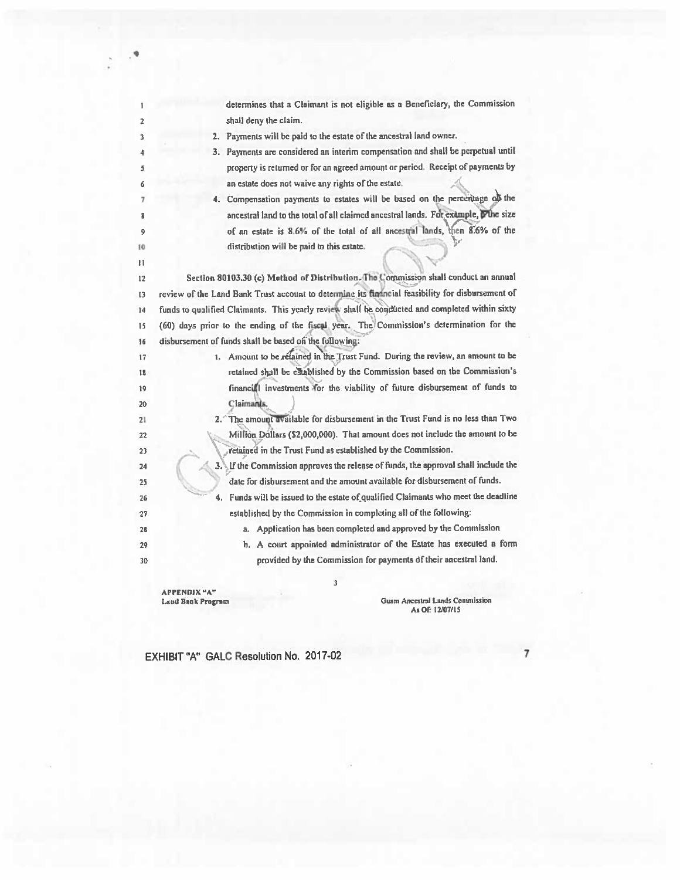determines that a Claimant is not eligible as a Beneficiary, the Commission shall deny the claim.

2. Payments will be paid to the estate of the ancestral land owner.
3. Payments are considered an interim compensation and shall be perpetual until property is returned or for an agreed amount or period. Receipt of payments by an estate does not waive any rights of the estate.
4. Compensation payments to estates will be based on the percentage of the ancestral land to the total of all claimed ancestral lands. For example, if the size of an estate is 8.6% of the total of all ancestral lands, then 8.6% of the distribution will be paid to this estate.

**Section 80103.30 (c) Method of Distribution.** The Commission shall conduct an annual review of the Land Bank Trust account to determine its financial feasibility for disbursement of funds to qualified Claimants. This yearly review shall be conducted and completed within sixty (60) days prior to the ending of the fiscal year. The Commission's determination for the disbursement of funds shall be based on the following:

1. Amount to be retained in the Trust Fund. During the review, an amount to be retained shall be established by the Commission based on the Commission's financial investments for the viability of future disbursement of funds to Claimants.
2. The amount available for disbursement in the Trust Fund is no less than Two Million Dollars ($2,000,000). That amount does not include the amount to be retained in the Trust Fund as established by the Commission.
3. If the Commission approves the release of funds, the approval shall include the date for disbursement and the amount available for disbursement of funds.
4. Funds will be issued to the estate of qualified Claimants who meet the deadline established by the Commission in completing all of the following:
   a. Application has been completed and approved by the Commission
   b. A court appointed administrator of the Estate has executed a form provided by the Commission for payments of their ancestral land.

APPENDIX "A"
Land Bank Program

Guam Ancestral Lands Commission
As Of: 12/07/15

EXHIBIT "A" GALC Resolution No. 2017-02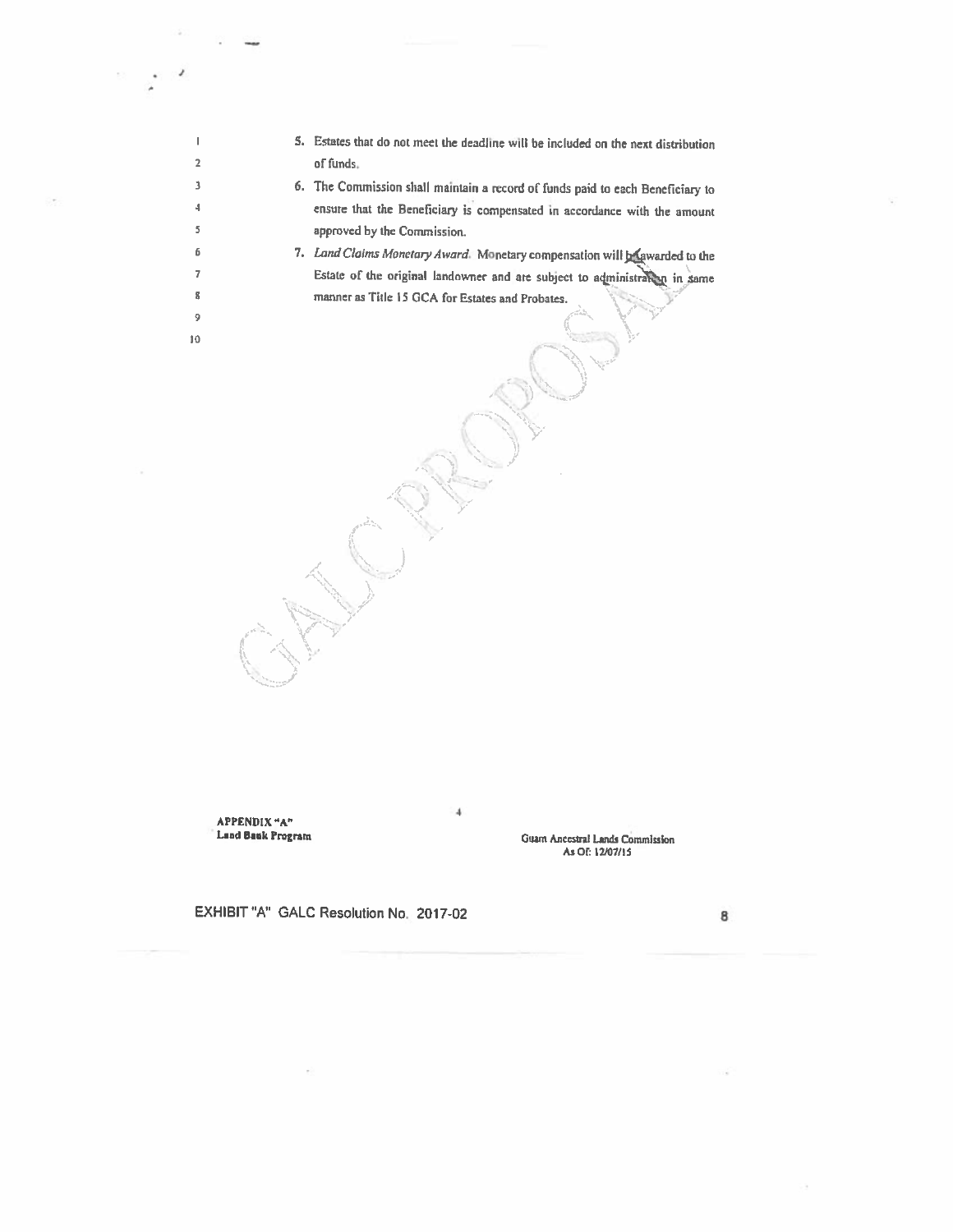5. Estates that do not meet the deadline will be included on the next distribution of funds.
6. The Commission shall maintain a record of funds paid to each Beneficiary to ensure that the Beneficiary is compensated in accordance with the amount approved by the Commission.
7. *Land Claims Monetary Award.* Monetary compensation will be awarded to the Estate of the original landowner and are subject to administration in same manner as Title 15 GCA for Estates and Probates.

GALC PROPOSAL

**APPENDIX "A"**
**Land Bank Program**

Guam Ancestral Lands Commission
As Of: 12/07/15

EXHIBIT "A" GALC Resolution No. 2017-02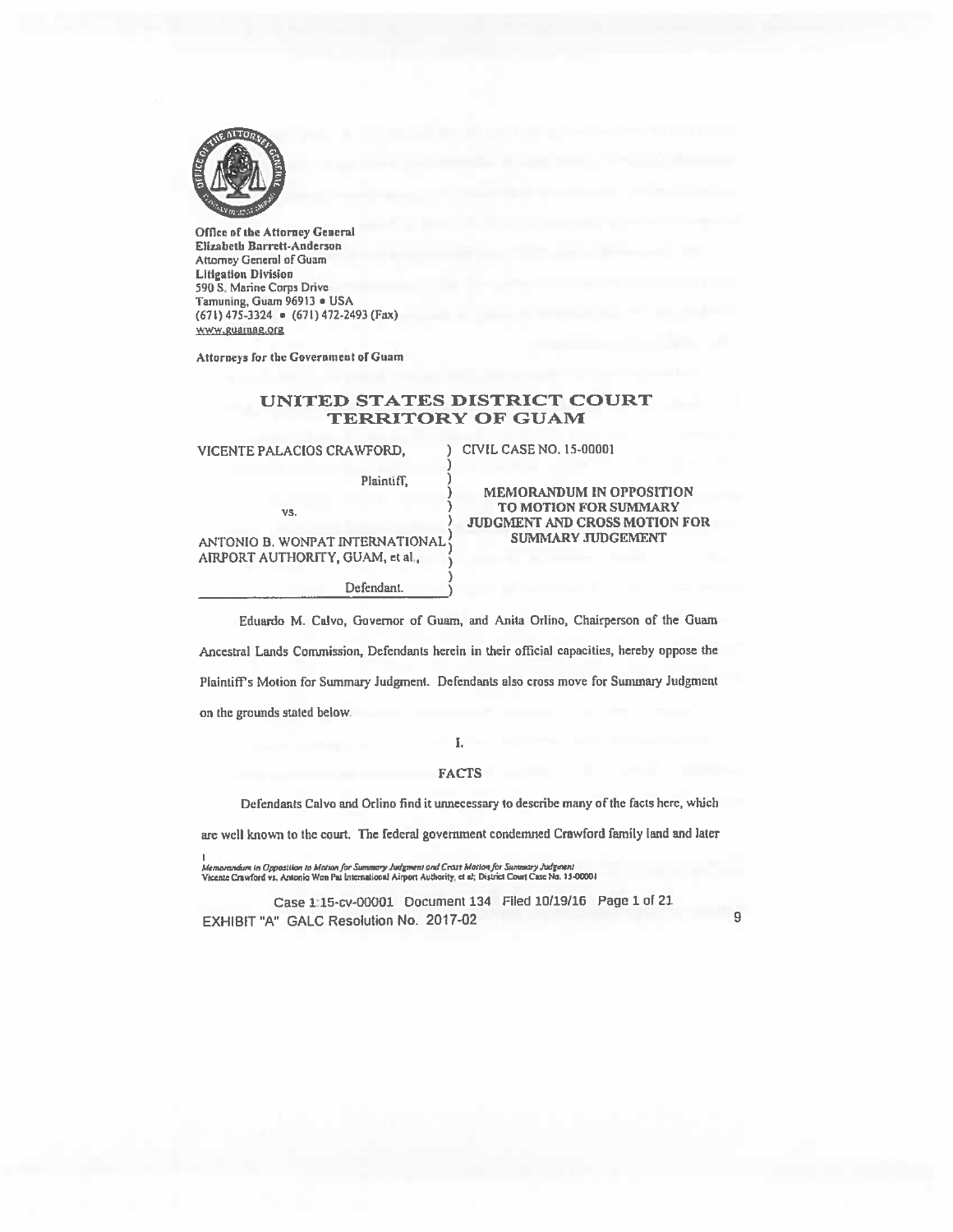Office of the Attorney General
Elizabeth Barrett-Anderson
Attorney General of Guam
Litigation Division
590 S. Marine Corps Drive
Tamuning, Guam 96913 • USA
(671) 475-3324 • (671) 472-2493 (Fax)
www.guamag.org

Attorneys for the Government of Guam

# UNITED STATES DISTRICT COURT
# TERRITORY OF GUAM

| | |
|---|---|
| VICENTE PALACIOS CRAWFORD, Plaintiff, vs. ANTONIO B. WONPAT INTERNATIONAL AIRPORT AUTHORITY, GUAM, et al., Defendant. | CIVIL CASE NO. 15-00001 **MEMORANDUM IN OPPOSITION TO MOTION FOR SUMMARY JUDGMENT AND CROSS MOTION FOR SUMMARY JUDGEMENT** |

Eduardo M. Calvo, Governor of Guam, and Anita Orlino, Chairperson of the Guam Ancestral Lands Commission, Defendants herein in their official capacities, hereby oppose the Plaintiff's Motion for Summary Judgment. Defendants also cross move for Summary Judgment on the grounds stated below.

## I.

## FACTS

Defendants Calvo and Orlino find it unnecessary to describe many of the facts here, which are well known to the court. The federal government condemned Crawford family land and later

*Memorandum in Opposition to Motion for Summary Judgment and Cross Motion for Summary Judgment*
Vicente Crawford vs. Antonio Won Pat International Airport Authority, et al; District Court Case No. 15-00001

Case 1:15-cv-00001 Document 134 Filed 10/19/16

EXHIBIT "A" GALC Resolution No. 2017-02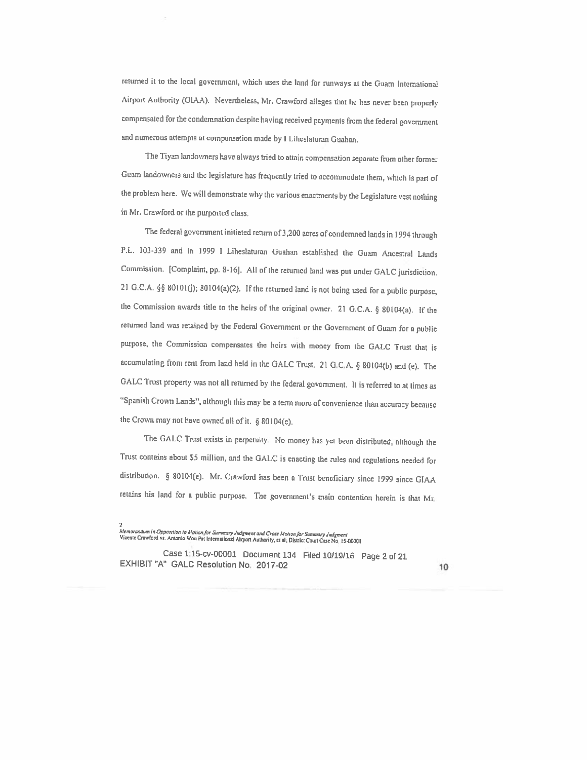returned it to the local government, which uses the land for runways at the Guam International Airport Authority (GIAA). Nevertheless, Mr. Crawford alleges that he has never been properly compensated for the condemnation despite having received payments from the federal government and numerous attempts at compensation made by I Liheslaturan Guahan.

The Tiyan landowners have always tried to attain compensation separate from other former Guam landowners and the legislature has frequently tried to accommodate them, which is part of the problem here. We will demonstrate why the various enactments by the Legislature vest nothing in Mr. Crawford or the purported class.

The federal government initiated return of 3,200 acres of condemned lands in 1994 through P.L. 103-339 and in 1999 I Liheslaturan Guahan established the Guam Ancestral Lands Commission. [Complaint, pp. 8-16]. All of the returned land was put under GALC jurisdiction. 21 G.C.A. §§ 80101(j); 80104(a)(2). If the returned land is not being used for a public purpose, the Commission awards title to the heirs of the original owner. 21 G.C.A. § 80104(a). If the returned land was retained by the Federal Government or the Government of Guam for a public purpose, the Commission compensates the heirs with money from the GALC Trust that is accumulating from rent from land held in the GALC Trust. 21 G.C.A. § 80104(b) and (e). The GALC Trust property was not all returned by the federal government. It is referred to at times as "Spanish Crown Lands", although this may be a term more of convenience than accuracy because the Crown may not have owned all of it. § 80104(c).

The GALC Trust exists in perpetuity. No money has yet been distributed, although the Trust contains about $5 million, and the GALC is enacting the rules and regulations needed for distribution. § 80104(e). Mr. Crawford has been a Trust beneficiary since 1999 since GIAA retains his land for a public purpose. The government's main contention herein is that Mr.

*Memorandum in Opposition to Motion for Summary Judgment and Cross Motion for Summary Judgment*
Vicente Crawford vs. Antonio Won Pat International Airport Authority, et al. District Court Case No. 15-00001

Case 1:15-cv-00001 Document 134 Filed 10/19/16 Page 2 of 21
EXHIBIT "A" GALC Resolution No. 2017-02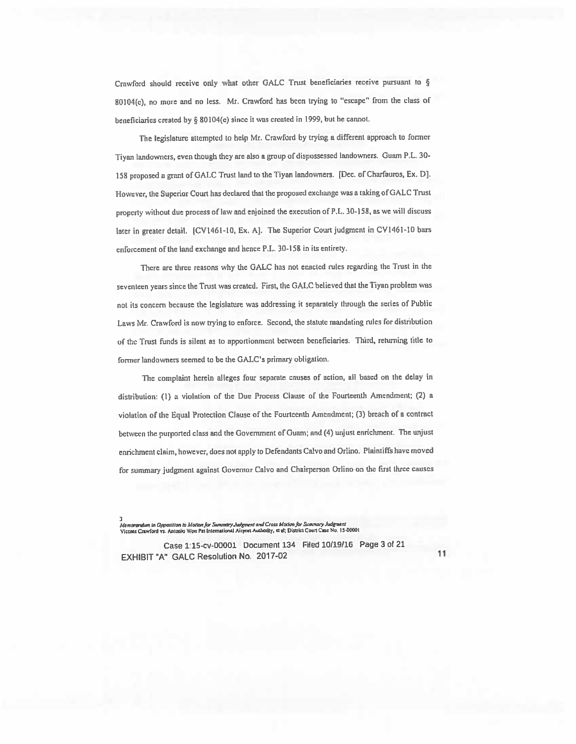Crawford should receive only what other GALC Trust beneficiaries receive pursuant to § 80104(c), no more and no less. Mr. Crawford has been trying to "escape" from the class of beneficiaries created by § 80104(c) since it was created in 1999, but he cannot.

The legislature attempted to help Mr. Crawford by trying a different approach to former Tiyan landowners, even though they are also a group of dispossessed landowners. Guam P.L. 30-158 proposed a grant of GALC Trust land to the Tiyan landowners. [Dec. of Charfauros, Ex. D]. However, the Superior Court has declared that the proposed exchange was a taking of GALC Trust property without due process of law and enjoined the execution of P.L. 30-158, as we will discuss later in greater detail. [CV1461-10, Ex. A]. The Superior Court judgment in CV1461-10 bars enforcement of the land exchange and hence P.L. 30-158 in its entirety.

There are three reasons why the GALC has not enacted rules regarding the Trust in the seventeen years since the Trust was created. First, the GALC believed that the Tiyan problem was not its concern because the legislature was addressing it separately through the series of Public Laws Mr. Crawford is now trying to enforce. Second, the statute mandating rules for distribution of the Trust funds is silent as to apportionment between beneficiaries. Third, returning title to former landowners seemed to be the GALC's primary obligation.

The complaint herein alleges four separate causes of action, all based on the delay in distribution: (1) a violation of the Due Process Clause of the Fourteenth Amendment; (2) a violation of the Equal Protection Clause of the Fourteenth Amendment; (3) breach of a contract between the purported class and the Government of Guam; and (4) unjust enrichment. The unjust enrichment claim, however, does not apply to Defendants Calvo and Orlino. Plaintiffs have moved for summary judgment against Governor Calvo and Chairperson Orlino on the first three causes

*Memorandum in Opposition to Motion for Summary Judgment and Cross Motion for Summary Judgment*
Vicente Crawford vs. Antonio Won Pat International Airport Authority, et al; District Court Case No. 15-00001

Case 1:15-cv-00001 Document 134 Filed 10/19/16

EXHIBIT "A" GALC Resolution No. 2017-02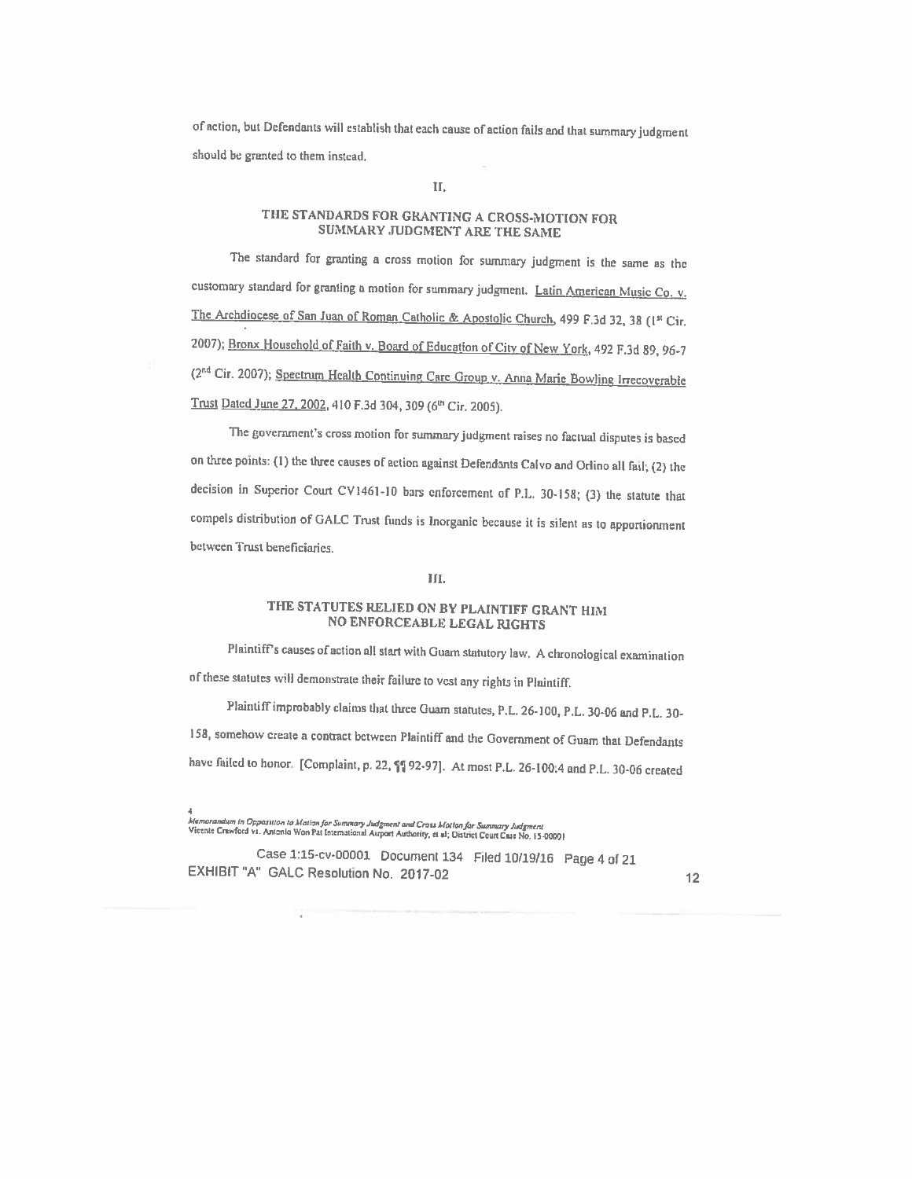of action, but Defendants will establish that each cause of action fails and that summary judgment should be granted to them instead.

II.

## THE STANDARDS FOR GRANTING A CROSS-MOTION FOR SUMMARY JUDGMENT ARE THE SAME

The standard for granting a cross motion for summary judgment is the same as the customary standard for granting a motion for summary judgment. Latin American Music Co. v. The Archdiocese of San Juan of Roman Catholic & Apostolic Church, 499 F.3d 32, 38 (1st Cir. 2007); Bronx Household of Faith v. Board of Education of City of New York, 492 F.3d 89, 96-7 (2nd Cir. 2007); Spectrum Health Continuing Care Group v. Anna Marie Bowling Irrecoverable Trust Dated June 27, 2002, 410 F.3d 304, 309 (6th Cir. 2005).

The government's cross motion for summary judgment raises no factual disputes is based on three points: (1) the three causes of action against Defendants Calvo and Orlino all fail; (2) the decision in Superior Court CV1461-10 bars enforcement of P.L. 30-158; (3) the statute that compels distribution of GALC Trust funds is Inorganic because it is silent as to apportionment between Trust beneficiaries.

III.

## THE STATUTES RELIED ON BY PLAINTIFF GRANT HIM NO ENFORCEABLE LEGAL RIGHTS

Plaintiff's causes of action all start with Guam statutory law. A chronological examination of these statutes will demonstrate their failure to vest any rights in Plaintiff.

Plaintiff improbably claims that three Guam statutes, P.L. 26-100, P.L. 30-06 and P.L. 30-158, somehow create a contract between Plaintiff and the Government of Guam that Defendants have failed to honor. [Complaint, p. 22, ¶¶ 92-97]. At most P.L. 26-100:4 and P.L. 30-06 created

*Memorandum in Opposition to Motion for Summary Judgment and Cross Motion for Summary Judgment*
Vicente Crawford vs. Antonio Won Pat International Airport Authority, et al; District Court Case No. 15-00001

EXHIBIT "A" GALC Resolution No. 2017-02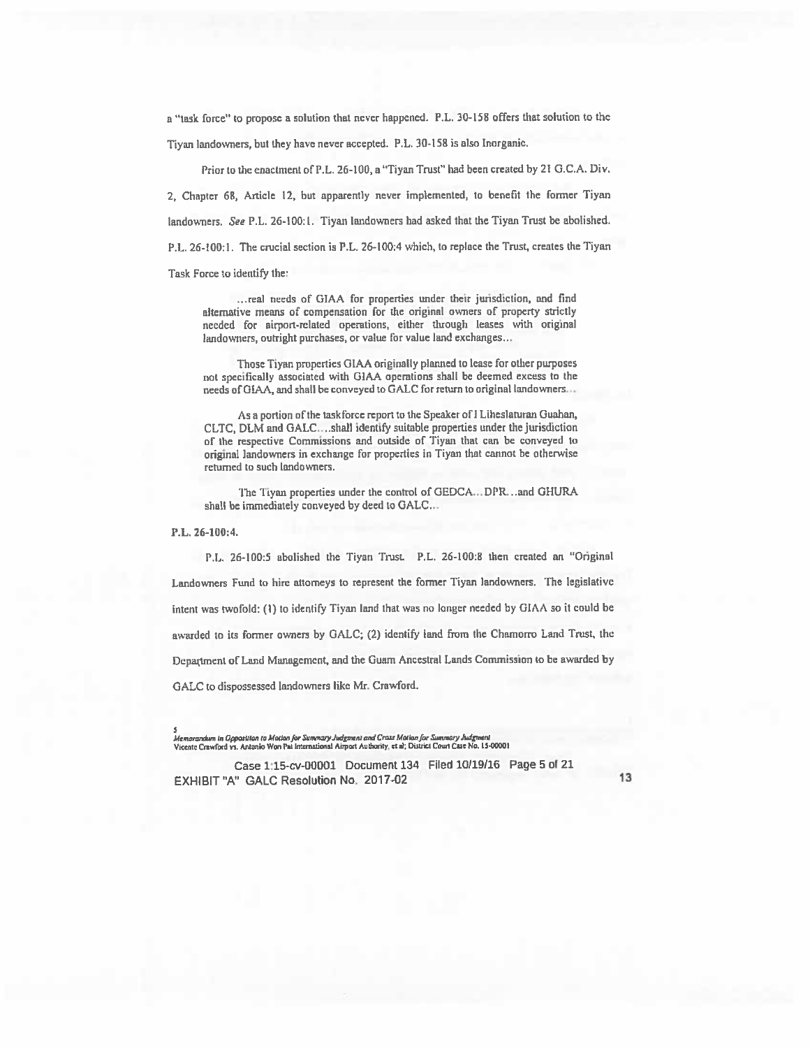a "task force" to propose a solution that never happened. P.L. 30-158 offers that solution to the Tiyan landowners, but they have never accepted. P.L. 30-158 is also Inorganic.

Prior to the enactment of P.L. 26-100, a "Tiyan Trust" had been created by 21 G.C.A. Div. 2, Chapter 68, Article 12, but apparently never implemented, to benefit the former Tiyan landowners. *See* P.L. 26-100:1. Tiyan landowners had asked that the Tiyan Trust be abolished. P.L. 26-100:1. The crucial section is P.L. 26-100:4 which, to replace the Trust, creates the Tiyan Task Force to identify the:

> ...real needs of GIAA for properties under their jurisdiction, and find alternative means of compensation for the original owners of property strictly needed for airport-related operations, either through leases with original landowners, outright purchases, or value for value land exchanges...
>
> Those Tiyan properties GIAA originally planned to lease for other purposes not specifically associated with GIAA operations shall be deemed excess to the needs of GIAA, and shall be conveyed to GALC for return to original landowners...
>
> As a portion of the taskforce report to the Speaker of I Liheslaturan Guahan, CLTC, DLM and GALC....shall identify suitable properties under the jurisdiction of the respective Commissions and outside of Tiyan that can be conveyed to original landowners in exchange for properties in Tiyan that cannot be otherwise returned to such landowners.
>
> The Tiyan properties under the control of GEDCA...DPR...and GHURA shall be immediately conveyed by deed to GALC...

**P.L. 26-100:4.**

P.L. 26-100:5 abolished the Tiyan Trust. P.L. 26-100:8 then created an "Original Landowners Fund to hire attorneys to represent the former Tiyan landowners. The legislative intent was twofold: (1) to identify Tiyan land that was no longer needed by GIAA so it could be awarded to its former owners by GALC; (2) identify land from the Chamorro Land Trust, the Department of Land Management, and the Guam Ancestral Lands Commission to be awarded by GALC to dispossessed landowners like Mr. Crawford.

*Memorandum in Opposition to Motion for Summary Judgment and Cross Motion for Summary Judgment*
Vicente Crawford vs. Antonio Won Pat International Airport Authority, et al; District Court Case No. 15-00001

Case 1:15-cv-00001 Document 134 Filed 10/19/16 Page 5 of 21
EXHIBIT "A" GALC Resolution No. 2017-02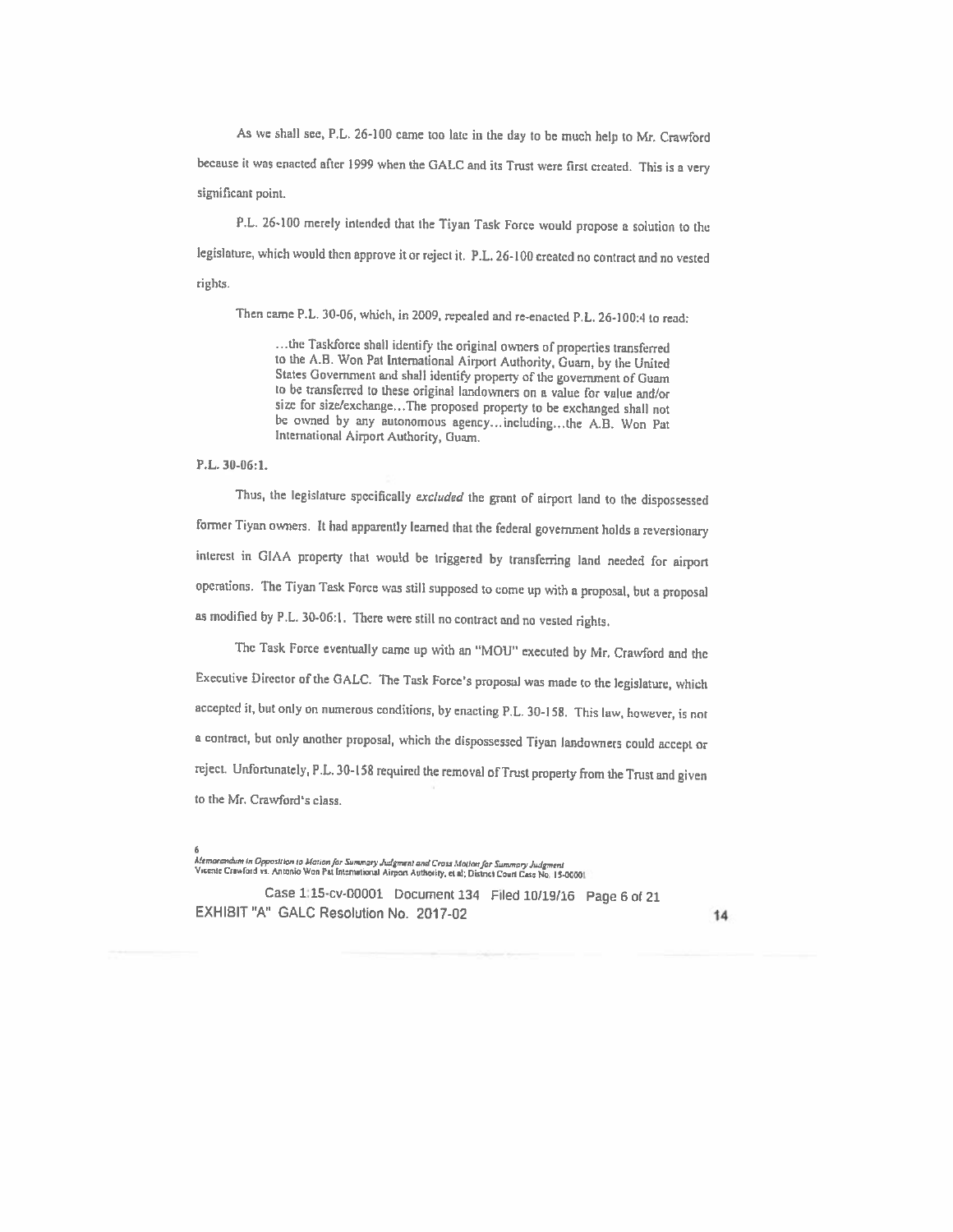As we shall see, P.L. 26-100 came too late in the day to be much help to Mr. Crawford because it was enacted after 1999 when the GALC and its Trust were first created. This is a very significant point.

P.L. 26-100 merely intended that the Tiyan Task Force would propose a solution to the legislature, which would then approve it or reject it. P.L. 26-100 created no contract and no vested rights.

Then came P.L. 30-06, which, in 2009, repealed and re-enacted P.L. 26-100:4 to read:

> ...the Taskforce shall identify the original owners of properties transferred to the A.B. Won Pat International Airport Authority, Guam, by the United States Government and shall identify property of the government of Guam to be transferred to these original landowners on a value for value and/or size for size/exchange...The proposed property to be exchanged shall not be owned by any autonomous agency...including...the A.B. Won Pat International Airport Authority, Guam.

P.L. 30-06:1.

Thus, the legislature specifically *excluded* the grant of airport land to the dispossessed former Tiyan owners. It had apparently learned that the federal government holds a reversionary interest in GIAA property that would be triggered by transferring land needed for airport operations. The Tiyan Task Force was still supposed to come up with a proposal, but a proposal as modified by P.L. 30-06:1. There were still no contract and no vested rights.

The Task Force eventually came up with an "MOU" executed by Mr. Crawford and the Executive Director of the GALC. The Task Force's proposal was made to the legislature, which accepted it, but only on numerous conditions, by enacting P.L. 30-158. This law, however, is not a contract, but only another proposal, which the dispossessed Tiyan landowners could accept or reject. Unfortunately, P.L. 30-158 required the removal of Trust property from the Trust and given to the Mr. Crawford's class.

*Memorandum in Opposition to Motion for Summary Judgment and Cross Motion for Summary Judgment*
Vicente Crawford vs. Antonio Won Pat International Airport Authority, et al; District Court Case No. 15-00001

Case 1:15-cv-00001 Document 134 Filed 10/19/16 Page 6 of 21
EXHIBIT "A" GALC Resolution No. 2017-02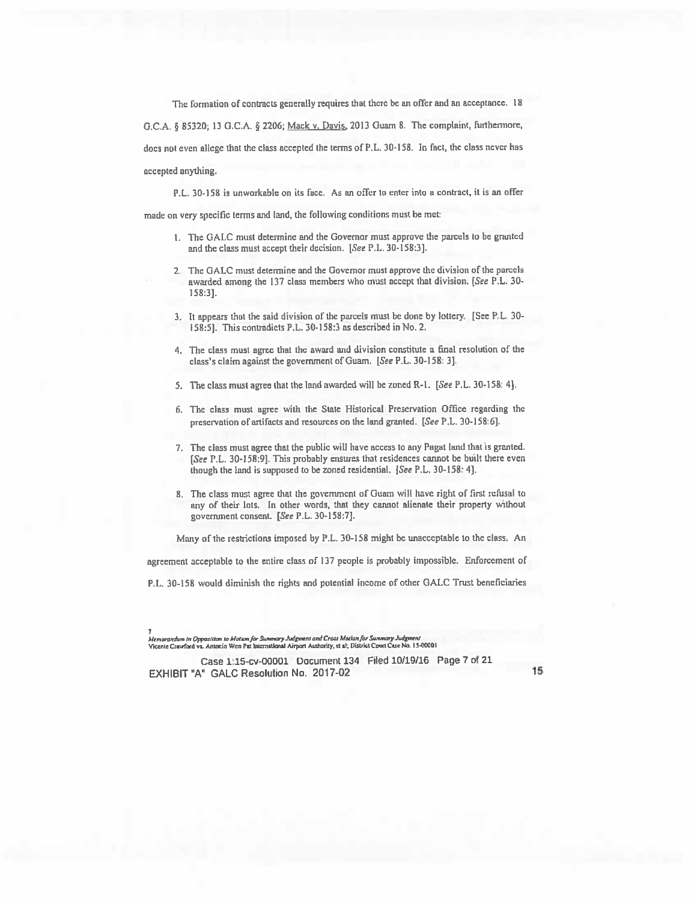The formation of contracts generally requires that there be an offer and an acceptance. 18 G.C.A. § 85320; 13 G.C.A. § 2206; Mack v. Davis, 2013 Guam 8. The complaint, furthermore, does not even allege that the class accepted the terms of P.L. 30-158. In fact, the class never has accepted anything.

P.L. 30-158 is unworkable on its face. As an offer to enter into a contract, it is an offer made on very specific terms and land, the following conditions must be met:

1. The GALC must determine and the Governor must approve the parcels to be granted and the class must accept their decision. [*See* P.L. 30-158:3].
2. The GALC must determine and the Governor must approve the division of the parcels awarded among the 137 class members who must accept that division. [*See* P.L. 30-158:3].
3. It appears that the said division of the parcels must be done by lottery. [See P.L. 30-158:5]. This contradicts P.L. 30-158:3 as described in No. 2.
4. The class must agree that the award and division constitute a final resolution of the class's claim against the government of Guam. [*See* P.L. 30-158: 3].
5. The class must agree that the land awarded will be zoned R-1. [*See* P.L. 30-158: 4].
6. The class must agree with the State Historical Preservation Office regarding the preservation of artifacts and resources on the land granted. [*See* P.L. 30-158:6].
7. The class must agree that the public will have access to any Pagat land that is granted. [*See* P.L. 30-158:9]. This probably ensures that residences cannot be built there even though the land is supposed to be zoned residential. [*See* P.L. 30-158: 4].
8. The class must agree that the government of Guam will have right of first refusal to any of their lots. In other words, that they cannot alienate their property without government consent. [*See* P.L. 30-158:7].

Many of the restrictions imposed by P.L. 30-158 might be unacceptable to the class. An agreement acceptable to the entire class of 137 people is probably impossible. Enforcement of P.L. 30-158 would diminish the rights and potential income of other GALC Trust beneficiaries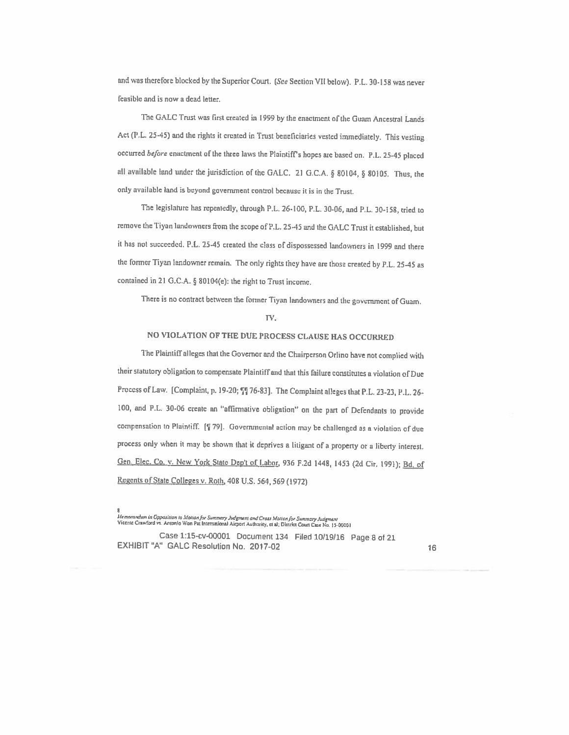and was therefore blocked by the Superior Court. (*See* Section VII below). P.L. 30-158 was never feasible and is now a dead letter.

The GALC Trust was first created in 1999 by the enactment of the Guam Ancestral Lands Act (P.L. 25-45) and the rights it created in Trust beneficiaries vested immediately. This vesting occurred *before* enactment of the three laws the Plaintiff's hopes are based on. P.L. 25-45 placed all available land under the jurisdiction of the GALC. 21 G.C.A. § 80104, § 80105. Thus, the only available land is beyond government control because it is in the Trust.

The legislature has repeatedly, through P.L. 26-100, P.L. 30-06, and P.L. 30-158, tried to remove the Tiyan landowners from the scope of P.L. 25-45 and the GALC Trust it established, but it has not succeeded. P.L. 25-45 created the class of dispossessed landowners in 1999 and there the former Tiyan landowner remain. The only rights they have are those created by P.L. 25-45 as contained in 21 G.C.A. § 80104(e): the right to Trust income.

There is no contract between the former Tiyan landowners and the government of Guam.

## IV.

## NO VIOLATION OF THE DUE PROCESS CLAUSE HAS OCCURRED

The Plaintiff alleges that the Governor and the Chairperson Orlino have not complied with their statutory obligation to compensate Plaintiff and that this failure constitutes a violation of Due Process of Law. [Complaint, p. 19-20; ¶¶ 76-83]. The Complaint alleges that P.L. 23-23, P.L. 26-100, and P.L. 30-06 create an "affirmative obligation" on the part of Defendants to provide compensation to Plaintiff. [¶ 79]. Governmental action may be challenged as a violation of due process only when it may be shown that it deprives a litigant of a property or a liberty interest. Gen. Elec. Co. v. New York State Dep't of Labor, 936 F.2d 1448, 1453 (2d Cir. 1991); Bd. of Regents of State Colleges v. Roth, 408 U.S. 564, 569 (1972)

8
*Memorandum in Opposition to Motion for Summary Judgment and Cross Motion for Summary Judgment*
Vicente Crawford vs. Antonio Won Pat International Airport Authority, et al; District Court Case No. 15-00001

Case 1:15-cv-00001 Document 134 Filed 10/19/16 Page 8 of 21
EXHIBIT "A" GALC Resolution No. 2017-02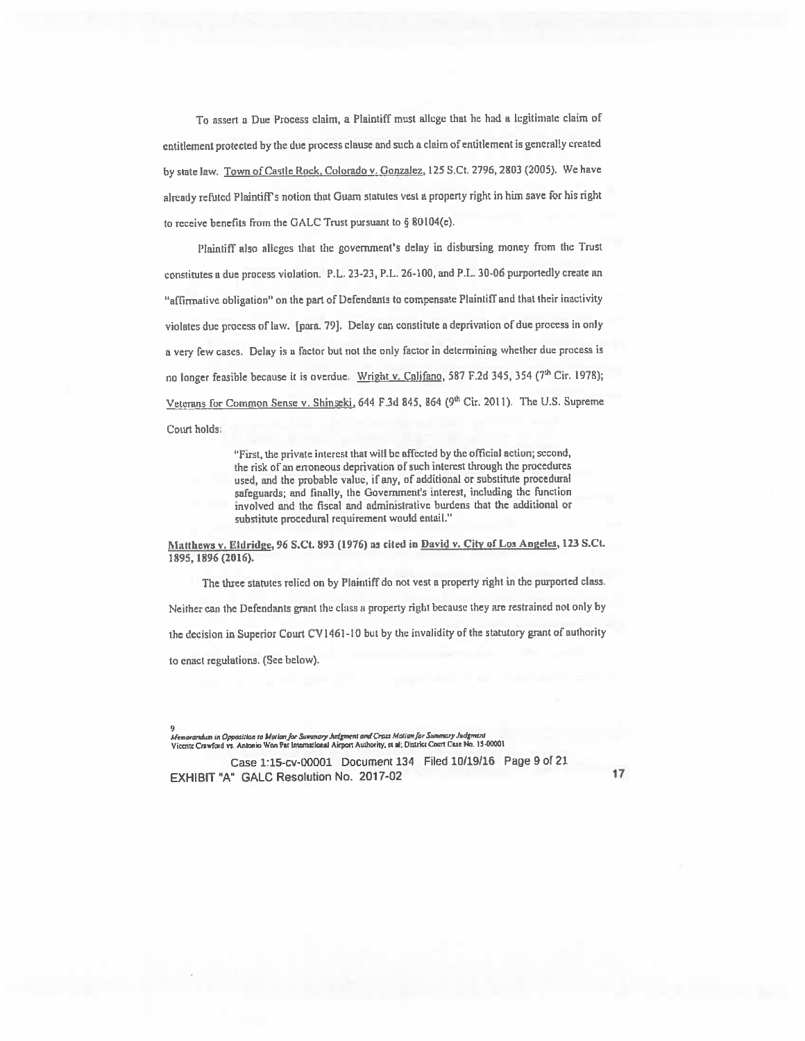To assert a Due Process claim, a Plaintiff must allege that he had a legitimate claim of entitlement protected by the due process clause and such a claim of entitlement is generally created by state law. Town of Castle Rock, Colorado v. Gonzalez, 125 S.Ct. 2796, 2803 (2005). We have already refuted Plaintiff's notion that Guam statutes vest a property right in him save for his right to receive benefits from the GALC Trust pursuant to § 80104(e).

Plaintiff also alleges that the government's delay in disbursing money from the Trust constitutes a due process violation. P.L. 23-23, P.L. 26-100, and P.L. 30-06 purportedly create an "affirmative obligation" on the part of Defendants to compensate Plaintiff and that their inactivity violates due process of law. [para. 79]. Delay can constitute a deprivation of due process in only a very few cases. Delay is a factor but not the only factor in determining whether due process is no longer feasible because it is overdue. Wright v. Califano, 587 F.2d 345, 354 (7th Cir. 1978); Veterans for Common Sense v. Shinseki, 644 F.3d 845, 864 (9th Cir. 2011). The U.S. Supreme Court holds:

> "First, the private interest that will be affected by the official action; second, the risk of an erroneous deprivation of such interest through the procedures used, and the probable value, if any, of additional or substitute procedural safeguards; and finally, the Government's interest, including the function involved and the fiscal and administrative burdens that the additional or substitute procedural requirement would entail."

**Matthews v. Eldridge, 96 S.Ct. 893 (1976) as cited in David v. City of Los Angeles, 123 S.Ct. 1895, 1896 (2016).**

The three statutes relied on by Plaintiff do not vest a property right in the purported class. Neither can the Defendants grant the class a property right because they are restrained not only by the decision in Superior Court CV1461-10 but by the invalidity of the statutory grant of authority to enact regulations. (See below).

*Memorandum in Opposition to Motion for Summary Judgment and Cross Motion for Summary Judgment*
Vicente Crawford vs. Antonio Won Pat International Airport Authority, et al; District Court Case No. 15-00001

Case 1:15-cv-00001 Document 134 Filed 10/19/16 Page 9 of 21

EXHIBIT "A" GALC Resolution No. 2017-02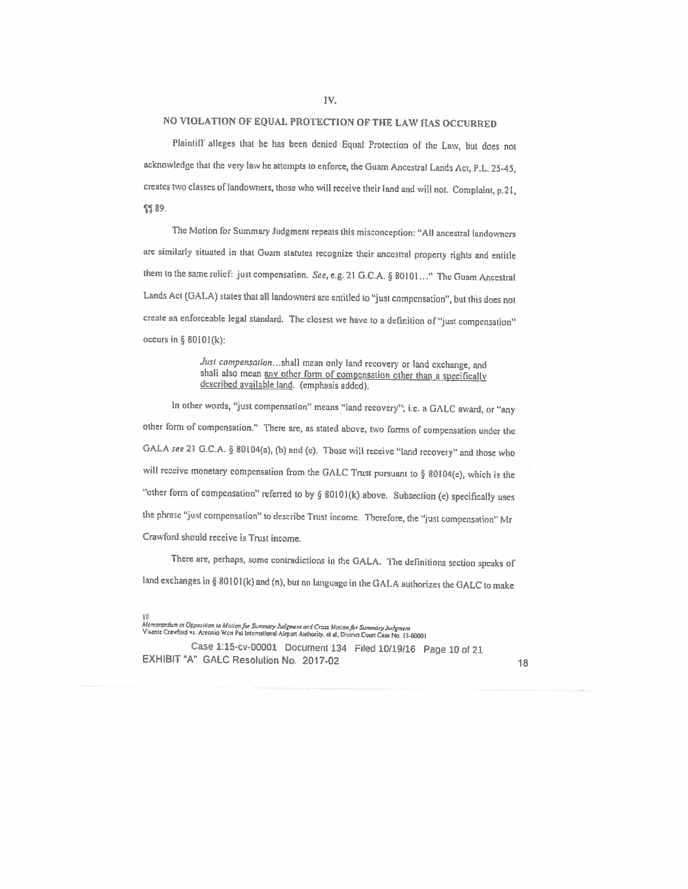## IV.

## NO VIOLATION OF EQUAL PROTECTION OF THE LAW HAS OCCURRED

Plaintiff alleges that he has been denied Equal Protection of the Law, but does not acknowledge that the very law he attempts to enforce, the Guam Ancestral Lands Act, P.L. 25-45, creates two classes of landowners, those who will receive their land and will not. Complaint, p.21, ¶¶ 89.

The Motion for Summary Judgment repeats this misconception: "All ancestral landowners are similarly situated in that Guam statutes recognize their ancestral property rights and entitle them to the same relief: just compensation. *See*, e.g. 21 G.C.A. § 80101..." The Guam Ancestral Lands Act (GALA) states that all landowners are entitled to "just compensation", but this does not create an enforceable legal standard. The closest we have to a definition of "just compensation" occurs in § 80101(k):

> *Just compensation*...shall mean only land recovery or land exchange, and shall also mean <u>any other form of compensation other than a specifically described available land</u>. (emphasis added).

In other words, "just compensation" means "land recovery", i.e. a GALC award, or "any other form of compensation." There are, as stated above, two forms of compensation under the GALA *see* 21 G.C.A. § 80104(a), (b) and (e). Those will receive "land recovery" and those who will receive monetary compensation from the GALC Trust pursuant to § 80104(e), which is the "other form of compensation" referred to by § 80101(k) above. Subsection (e) specifically uses the phrase "just compensation" to describe Trust income. Therefore, the "just compensation" Mr Crawford should receive is Trust income.

There are, perhaps, some contradictions in the GALA. The definitions section speaks of land exchanges in § 80101(k) and (n), but no language in the GALA authorizes the GALC to make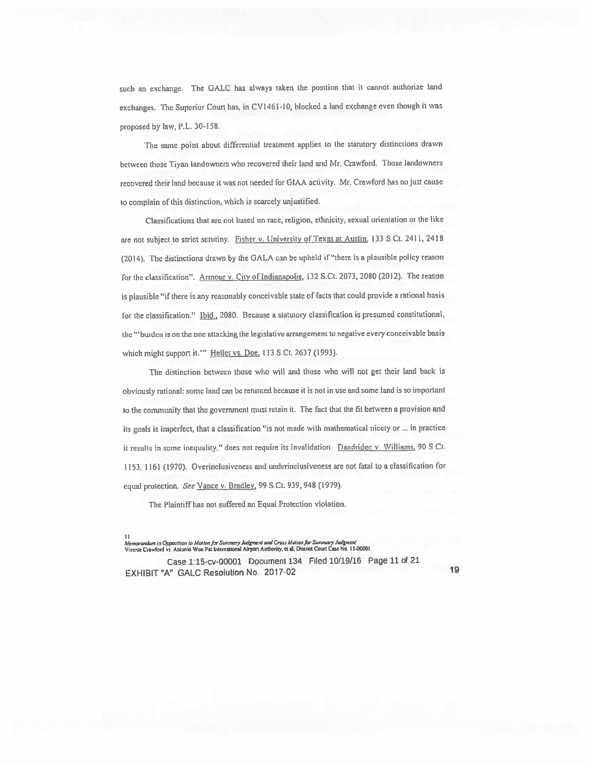such an exchange. The GALC has always taken the position that it cannot authorize land exchanges. The Superior Court has, in CV1461-10, blocked a land exchange even though it was proposed by law, P.L. 30-158.

The same point about differential treatment applies to the statutory distinctions drawn between those Tiyan landowners who recovered their land and Mr. Crawford. Those landowners recovered their land because it was not needed for GIAA activity. Mr. Crawford has no just cause to complain of this distinction, which is scarcely unjustified.

Classifications that are not based on race, religion, ethnicity, sexual orientation or the like are not subject to strict scrutiny. Fisher v. University of Texas at Austin, 133 S.Ct. 2411, 2418 (2014). The distinctions drawn by the GALA can be upheld if "there is a plausible policy reason for the classification". Armour v. City of Indianapolis, 132 S.Ct. 2073, 2080 (2012). The reason is plausible "if there is any reasonably conceivable state of facts that could provide a rational basis for the classification." Ibid., 2080. Because a statutory classification is presumed constitutional, the "'burden is on the one attacking the legislative arrangement to negative every conceivable basis which might support it.'" Heller vs. Doe, 113 S.Ct. 2637 (1993).

The distinction between those who will and those who will not get their land back is obviously rational: some land can be returned because it is not in use and some land is so important to the community that the government must retain it. The fact that the fit between a provision and its goals is imperfect, that a classification "is not made with mathematical nicety or ... in practice it results in some inequality," does not require its invalidation. Dandridge v. Williams, 90 S.Ct. 1153, 1161 (1970). Overinclusiveness and underinclusiveness are not fatal to a classification for equal protection. *See* Vance v. Bradley, 99 S.Ct. 939, 948 (1979).

The Plaintiff has not suffered an Equal Protection violation.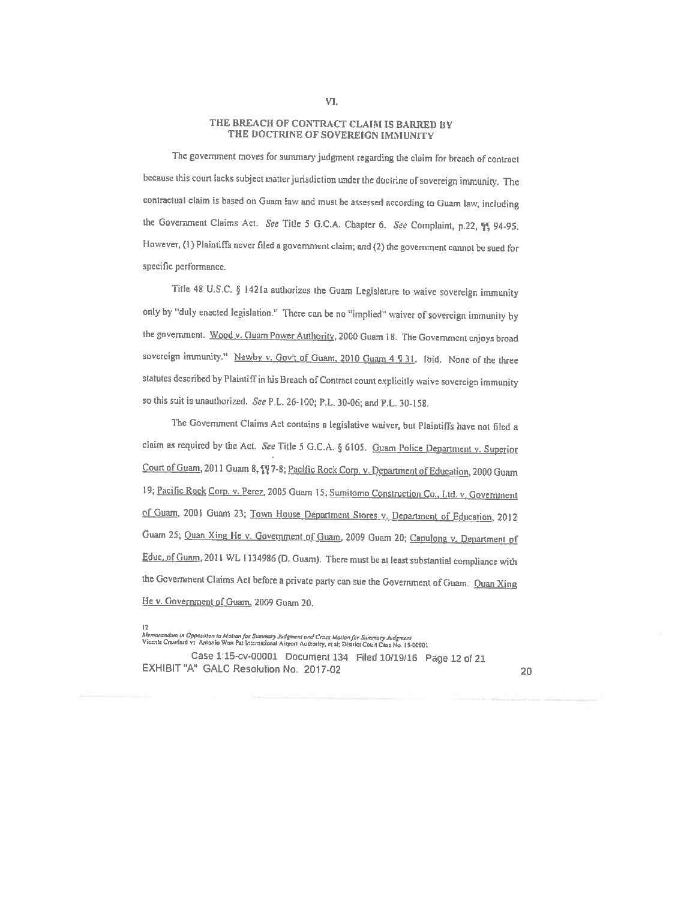## VI.

## THE BREACH OF CONTRACT CLAIM IS BARRED BY THE DOCTRINE OF SOVEREIGN IMMUNITY

The government moves for summary judgment regarding the claim for breach of contract because this court lacks subject matter jurisdiction under the doctrine of sovereign immunity. The contractual claim is based on Guam law and must be assessed according to Guam law, including the Government Claims Act. *See* Title 5 G.C.A. Chapter 6. *See* Complaint, p.22, ¶¶ 94-95. However, (1) Plaintiffs never filed a government claim; and (2) the government cannot be sued for specific performance.

Title 48 U.S.C. § 1421a authorizes the Guam Legislature to waive sovereign immunity only by "duly enacted legislation." There can be no "implied" waiver of sovereign immunity by the government. Wood v. Guam Power Authority, 2000 Guam 18. The Government enjoys broad sovereign immunity." Newby v. Gov't of Guam, 2010 Guam 4 ¶ 31. Ibid. None of the three statutes described by Plaintiff in his Breach of Contract count explicitly waive sovereign immunity so this suit is unauthorized. *See* P.L. 26-100; P.L. 30-06; and P.L. 30-158.

The Government Claims Act contains a legislative waiver, but Plaintiffs have not filed a claim as required by the Act. *See* Title 5 G.C.A. § 6105. Guam Police Department v. Superior Court of Guam, 2011 Guam 8, ¶¶ 7-8; Pacific Rock Corp. v. Department of Education, 2000 Guam 19; Pacific Rock Corp. v. Perez, 2005 Guam 15; Sumitomo Construction Co., Ltd. v. Government of Guam, 2001 Guam 23; Town House Department Stores v. Department of Education, 2012 Guam 25; Quan Xing He v. Government of Guam, 2009 Guam 20; Capulong v. Department of Educ. of Guam, 2011 WL 1134986 (D. Guam). There must be at least substantial compliance with the Government Claims Act before a private party can sue the Government of Guam. Quan Xing He v. Government of Guam, 2009 Guam 20.

*Memorandum in Opposition to Motion for Summary Judgment and Cross Motion for Summary Judgment*
Vicente Crawford vs Antonio Won Pat International Airport Authority, et al; District Court Case No. 15-00001

EXHIBIT "A" GALC Resolution No. 2017-02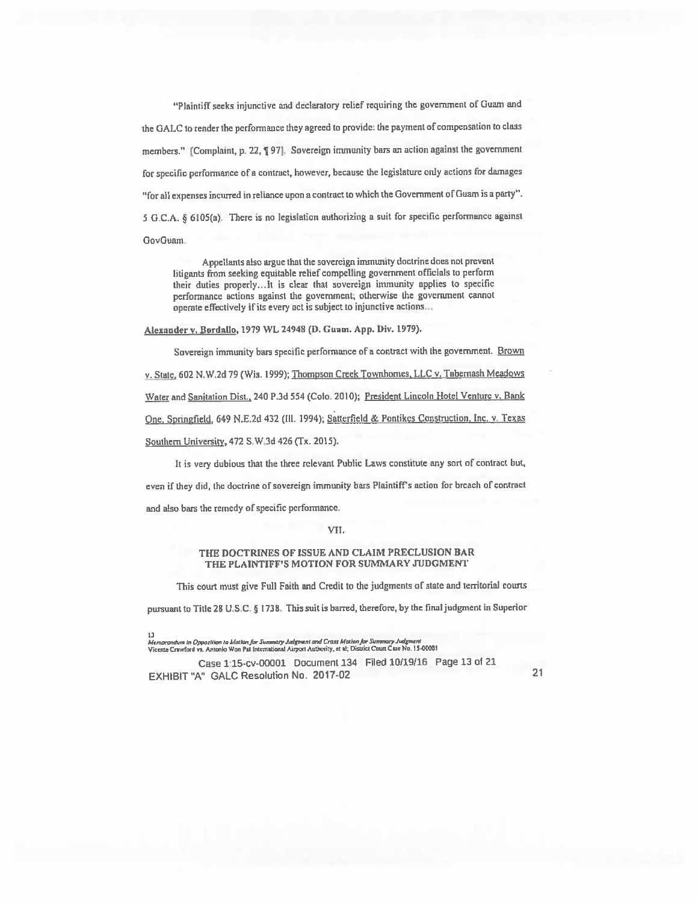"Plaintiff seeks injunctive and declaratory relief requiring the government of Guam and the GALC to render the performance they agreed to provide: the payment of compensation to class members." [Complaint, p. 22, ¶ 97]. Sovereign immunity bars an action against the government for specific performance of a contract, however, because the legislature only actions for damages "for all expenses incurred in reliance upon a contract to which the Government of Guam is a party". 5 G.C.A. § 6105(a). There is no legislation authorizing a suit for specific performance against GovGuam.

> Appellants also argue that the sovereign immunity doctrine does not prevent litigants from seeking equitable relief compelling government officials to perform their duties properly...It is clear that sovereign immunity applies to specific performance actions against the government; otherwise the government cannot operate effectively if its every act is subject to injunctive actions...

Alexander v. Bordallo, 1979 WL 24948 (D. Guam. App. Div. 1979).

Sovereign immunity bars specific performance of a contract with the government. Brown v. State, 602 N.W.2d 79 (Wis. 1999); Thompson Creek Townhomes, LLC v. Tabernash Meadows Water and Sanitation Dist., 240 P.3d 554 (Colo. 2010); President Lincoln Hotel Venture v. Bank One, Springfield, 649 N.E.2d 432 (Ill. 1994); Satterfield & Pontikes Construction, Inc. v. Texas Southern University, 472 S.W.3d 426 (Tx. 2015).

It is very dubious that the three relevant Public Laws constitute any sort of contract but, even if they did, the doctrine of sovereign immunity bars Plaintiff's action for breach of contract and also bars the remedy of specific performance.

## VII.

## THE DOCTRINES OF ISSUE AND CLAIM PRECLUSION BAR THE PLAINTIFF'S MOTION FOR SUMMARY JUDGMENT

This court must give Full Faith and Credit to the judgments of state and territorial courts pursuant to Title 28 U.S.C. § 1738. This suit is barred, therefore, by the final judgment in Superior

13

*Memorandum in Opposition to Motion for Summary Judgment and Cross Motion for Summary Judgment*
Vicente Crawford vs. Antonio Won Pat International Airport Authority, et al; District Court Case No. 15-00001

Case 1:15-cv-00001 Document 134 Filed 10/19/16 Page 13 of 21

EXHIBIT "A" GALC Resolution No. 2017-02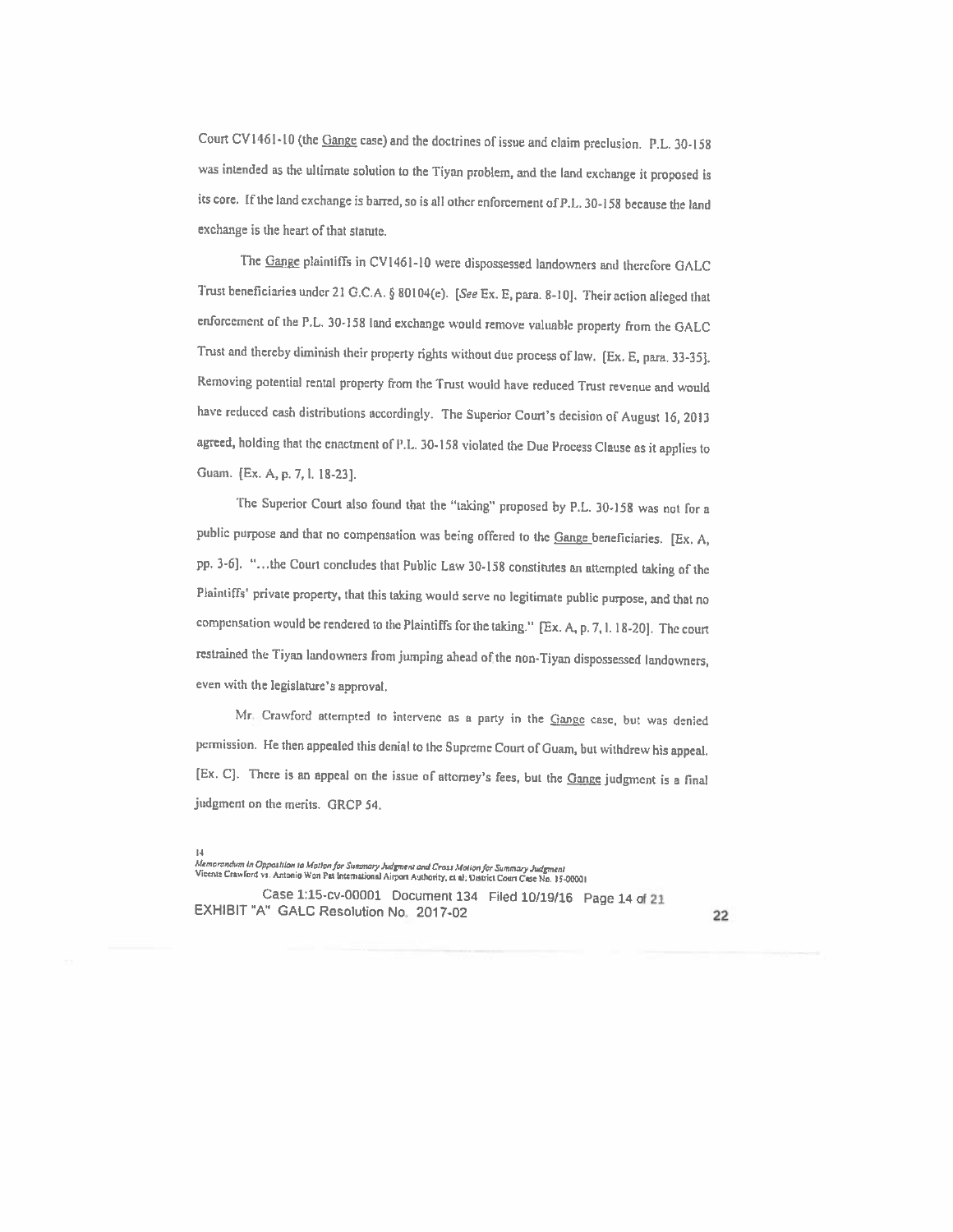Court CV1461-10 (the Gange case) and the doctrines of issue and claim preclusion. P.L. 30-158 was intended as the ultimate solution to the Tiyan problem, and the land exchange it proposed is its core. If the land exchange is barred, so is all other enforcement of P.L. 30-158 because the land exchange is the heart of that statute.

The Gange plaintiffs in CV1461-10 were dispossessed landowners and therefore GALC Trust beneficiaries under 21 G.C.A. § 80104(e). [*See* Ex. E, para. 8-10]. Their action alleged that enforcement of the P.L. 30-158 land exchange would remove valuable property from the GALC Trust and thereby diminish their property rights without due process of law. [Ex. E, para. 33-35]. Removing potential rental property from the Trust would have reduced Trust revenue and would have reduced cash distributions accordingly. The Superior Court's decision of August 16, 2013 agreed, holding that the enactment of P.L. 30-158 violated the Due Process Clause as it applies to Guam. [Ex. A, p. 7, l. 18-23].

The Superior Court also found that the "taking" proposed by P.L. 30-158 was not for a public purpose and that no compensation was being offered to the Gange beneficiaries. [Ex. A, pp. 3-6]. "...the Court concludes that Public Law 30-158 constitutes an attempted taking of the Plaintiffs' private property, that this taking would serve no legitimate public purpose, and that no compensation would be rendered to the Plaintiffs for the taking." [Ex. A, p. 7, l. 18-20]. The court restrained the Tiyan landowners from jumping ahead of the non-Tiyan dispossessed landowners, even with the legislature's approval.

Mr. Crawford attempted to intervene as a party in the Gange case, but was denied permission. He then appealed this denial to the Supreme Court of Guam, but withdrew his appeal. [Ex. C]. There is an appeal on the issue of attorney's fees, but the Gange judgment is a final judgment on the merits. GRCP 54.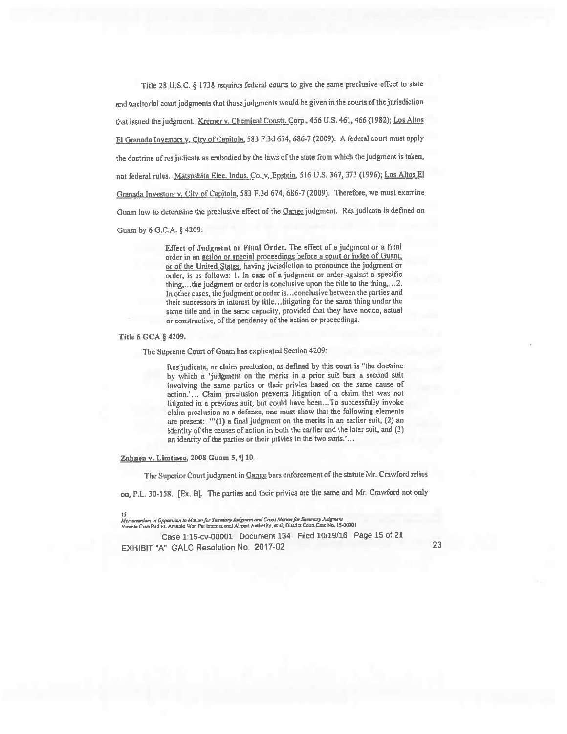Title 28 U.S.C. § 1738 requires federal courts to give the same preclusive effect to state and territorial court judgments that those judgments would be given in the courts of the jurisdiction that issued the judgment. Kremer v. Chemical Constr. Corp., 456 U.S. 461, 466 (1982); Los Altos El Granada Investors v. City of Capitola, 583 F.3d 674, 686-7 (2009). A federal court must apply the doctrine of res judicata as embodied by the laws of the state from which the judgment is taken, not federal rules. Matsushita Elec. Indus. Co. v. Epstein, 516 U.S. 367, 373 (1996); Los Altos El Granada Investors v. City of Capitola, 583 F.3d 674, 686-7 (2009). Therefore, we must examine Guam law to determine the preclusive effect of the Gange judgment. Res judicata is defined on Guam by 6 G.C.A. § 4209:

> **Effect of Judgment or Final Order.** The effect of a judgment or a final order in an action or special proceedings before a court or judge of Guam, or of the United States, having jurisdiction to pronounce the judgment or order, is as follows: 1. In case of a judgment or order against a specific thing,...the judgment or order is conclusive upon the title to the thing,...2. In other cases, the judgment or order is...conclusive between the parties and their successors in interest by title...litigating for the same thing under the same title and in the same capacity, provided that they have notice, actual or constructive, of the pendency of the action or proceedings.

**Title 6 GCA § 4209.**

The Supreme Court of Guam has explicated Section 4209:

> Res judicata, or claim preclusion, as defined by this court is "the doctrine by which a 'judgment on the merits in a prior suit bars a second suit involving the same parties or their privies based on the same cause of action.'... Claim preclusion prevents litigation of a claim that was not litigated in a previous suit, but could have been...To successfully invoke claim preclusion as a defense, one must show that the following elements are present: "'(1) a final judgment on the merits in an earlier suit, (2) an identity of the causes of action in both the earlier and the later suit, and (3) an identity of the parties or their privies in the two suits.'...

**Zahnen v. Limtiaco, 2008 Guam 5, ¶ 10.**

The Superior Court judgment in Gange bars enforcement of the statute Mr. Crawford relies on, P.L. 30-158. [Ex. B]. The parties and their privies are the same and Mr. Crawford not only

*Memorandum in Opposition to Motion for Summary Judgment and Cross Motion for Summary Judgment*
Vicente Crawford vs. Antonio Won Pat International Airport Authority, et al; District Court Case No. 15-00001

EXHIBIT "A" GALC Resolution No. 2017-02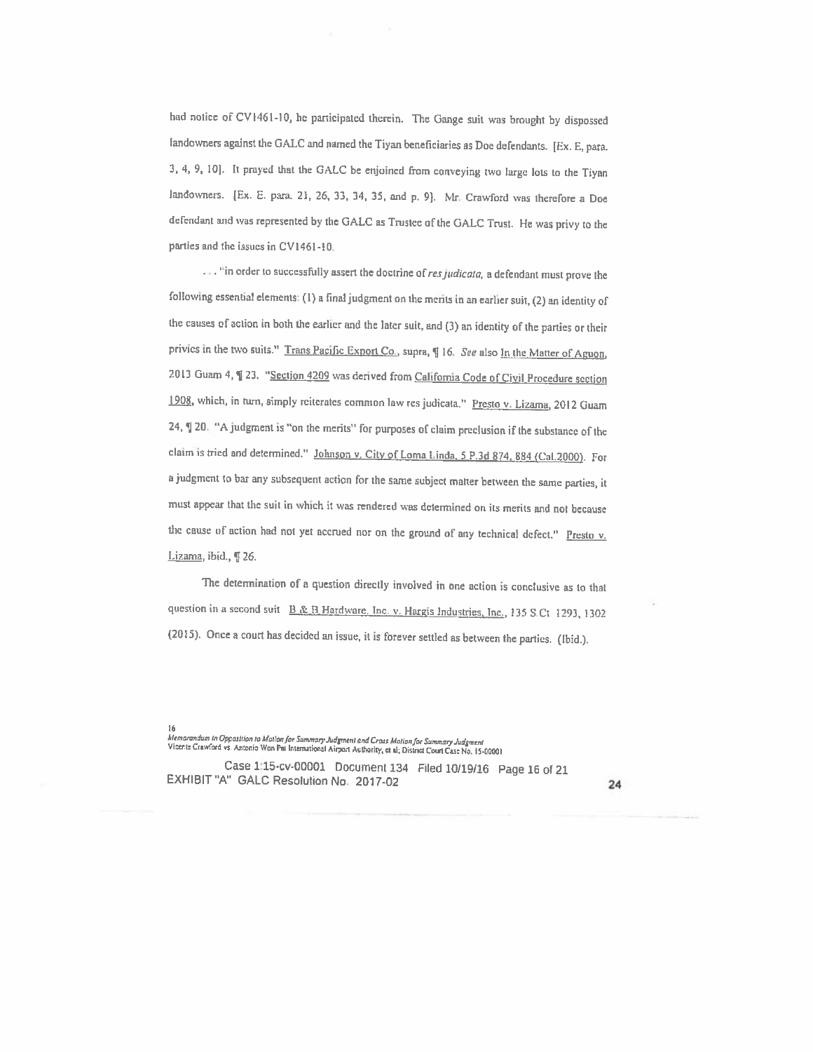had notice of CV1461-10, he participated therein. The Gange suit was brought by dispossed landowners against the GALC and named the Tiyan beneficiaries as Doe defendants. [Ex. E, para. 3, 4, 9, 10]. It prayed that the GALC be enjoined from conveying two large lots to the Tiyan landowners. [Ex. E. para. 21, 26, 33, 34, 35, and p. 9]. Mr. Crawford was therefore a Doe defendant and was represented by the GALC as Trustee of the GALC Trust. He was privy to the parties and the issues in CV1461-10.

. . . "in order to successfully assert the doctrine of *res judicata*, a defendant must prove the following essential elements: (1) a final judgment on the merits in an earlier suit, (2) an identity of the causes of action in both the earlier and the later suit, and (3) an identity of the parties or their privies in the two suits." Trans Pacific Export Co., supra, ¶ 16. *See* also In the Matter of Aguon, 2013 Guam 4, ¶ 23. "Section 4209 was derived from California Code of Civil Procedure section 1908, which, in turn, simply reiterates common law res judicata." Presto v. Lizama, 2012 Guam 24, ¶ 20. "A judgment is "on the merits" for purposes of claim preclusion if the substance of the claim is tried and determined." Johnson v. City of Loma Linda, 5 P.3d 874, 884 (Cal.2000). For a judgment to bar any subsequent action for the same subject matter between the same parties, it must appear that the suit in which it was rendered was determined on its merits and not because the cause of action had not yet accrued nor on the ground of any technical defect." Presto v. Lizama, ibid., ¶ 26.

The determination of a question directly involved in one action is conclusive as to that question in a second suit B & B Hardware, Inc. v. Hargis Industries, Inc., 135 S.Ct. 1293, 1302 (2015). Once a court has decided an issue, it is forever settled as between the parties. (Ibid.).

*Memorandum in Opposition to Motion for Summary Judgment and Cross Motion for Summary Judgment*
Vicente Crawford vs. Antonio Won Pat International Airport Authority, et al; District Court Case No. 15-00001

Case 1:15-cv-00001 Document 134 Filed 10/19/16 Page 16 of 21
EXHIBIT "A" GALC Resolution No. 2017-02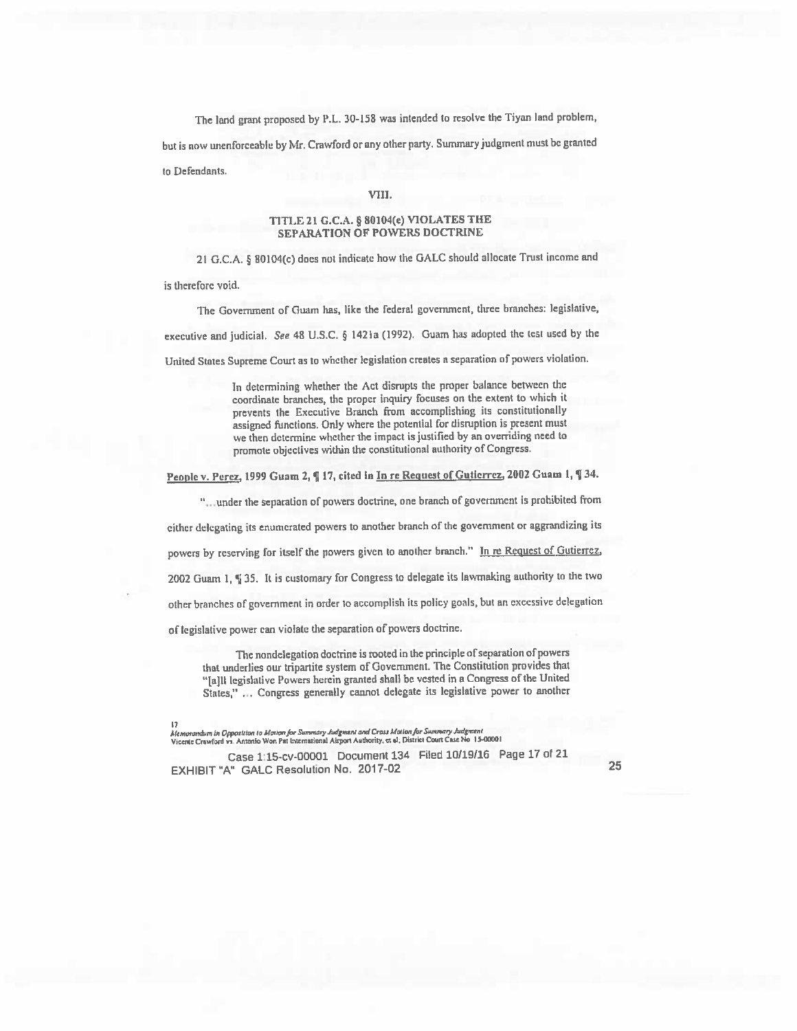The land grant proposed by P.L. 30-158 was intended to resolve the Tiyan land problem, but is now unenforceable by Mr. Crawford or any other party. Summary judgment must be granted to Defendants.

## VIII.

## TITLE 21 G.C.A. § 80104(c) VIOLATES THE SEPARATION OF POWERS DOCTRINE

21 G.C.A. § 80104(c) does not indicate how the GALC should allocate Trust income and is therefore void.

The Government of Guam has, like the federal government, three branches: legislative, executive and judicial. *See* 48 U.S.C. § 1421a (1992). Guam has adopted the test used by the United States Supreme Court as to whether legislation creates a separation of powers violation.

> In determining whether the Act disrupts the proper balance between the coordinate branches, the proper inquiry focuses on the extent to which it prevents the Executive Branch from accomplishing its constitutionally assigned functions. Only where the potential for disruption is present must we then determine whether the impact is justified by an overriding need to promote objectives within the constitutional authority of Congress.

People v. Perez, 1999 Guam 2, ¶ 17, cited in In re Request of Gutierrez, 2002 Guam 1, ¶ 34.

"...under the separation of powers doctrine, one branch of government is prohibited from either delegating its enumerated powers to another branch of the government or aggrandizing its powers by reserving for itself the powers given to another branch." In re Request of Gutierrez, 2002 Guam 1, ¶ 35. It is customary for Congress to delegate its lawmaking authority to the two other branches of government in order to accomplish its policy goals, but an excessive delegation of legislative power can violate the separation of powers doctrine.

> The nondelegation doctrine is rooted in the principle of separation of powers that underlies our tripartite system of Government. The Constitution provides that "[a]ll legislative Powers herein granted shall be vested in a Congress of the United States," ... Congress generally cannot delegate its legislative power to another

*Memorandum in Opposition to Motion for Summary Judgment and Cross Motion for Summary Judgment*
Vicente Crawford vs. Antonio Won Pat International Airport Authority, et al; District Court Case No 15-00001

Case 1:15-cv-00001 Document 134 Filed 10/19/16 Page 17 of 21
EXHIBIT "A" GALC Resolution No. 2017-02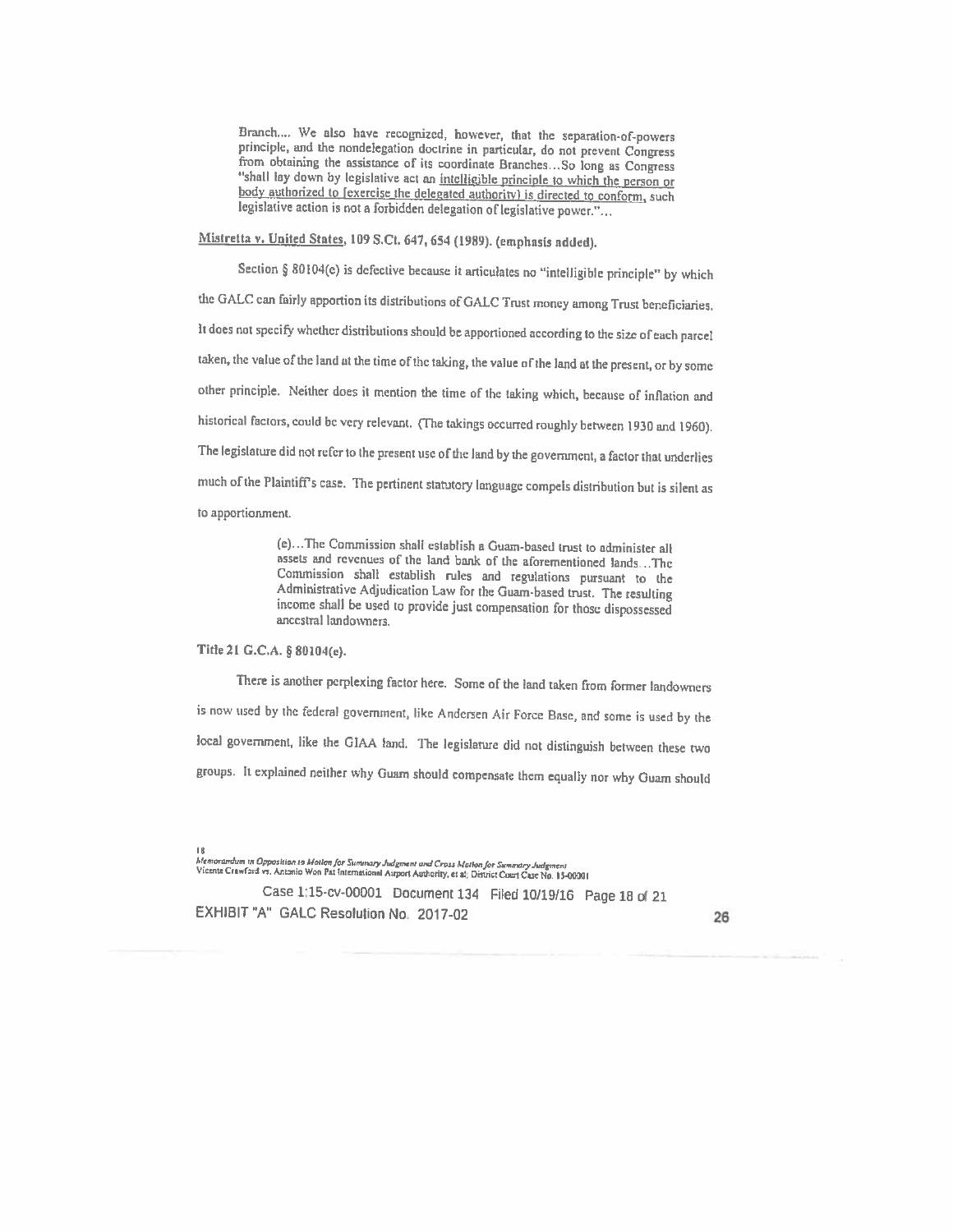> Branch.... We also have recognized, however, that the separation-of-powers principle, and the nondelegation doctrine in particular, do not prevent Congress from obtaining the assistance of its coordinate Branches...So long as Congress "shall lay down by legislative act an intelligible principle to which the person or body authorized to [exercise the delegated authority] is directed to conform, such legislative action is not a forbidden delegation of legislative power."...

Mistretta v. United States, 109 S.Ct. 647, 654 (1989). (emphasis added).

Section § 80104(e) is defective because it articulates no "intelligible principle" by which the GALC can fairly apportion its distributions of GALC Trust money among Trust beneficiaries. It does not specify whether distributions should be apportioned according to the size of each parcel taken, the value of the land at the time of the taking, the value of the land at the present, or by some other principle. Neither does it mention the time of the taking which, because of inflation and historical factors, could be very relevant. (The takings occurred roughly between 1930 and 1960). The legislature did not refer to the present use of the land by the government, a factor that underlies much of the Plaintiff's case. The pertinent statutory language compels distribution but is silent as to apportionment.

> (e)...The Commission shall establish a Guam-based trust to administer all assets and revenues of the land bank of the aforementioned lands...The Commission shall establish rules and regulations pursuant to the Administrative Adjudication Law for the Guam-based trust. The resulting income shall be used to provide just compensation for those dispossessed ancestral landowners.

Title 21 G.C.A. § 80104(e).

There is another perplexing factor here. Some of the land taken from former landowners is now used by the federal government, like Andersen Air Force Base, and some is used by the local government, like the GIAA land. The legislature did not distinguish between these two groups. It explained neither why Guam should compensate them equally nor why Guam should

*Memorandum in Opposition to Motion for Summary Judgment and Cross Motion for Summary Judgment*
Vicente Crawford vs. Antonio Won Pat International Airport Authority, et al; District Court Case No. 15-00001

Case 1:15-cv-00001 Document 134 Filed 10/19/16 Page 18 of 21
EXHIBIT "A" GALC Resolution No. 2017-02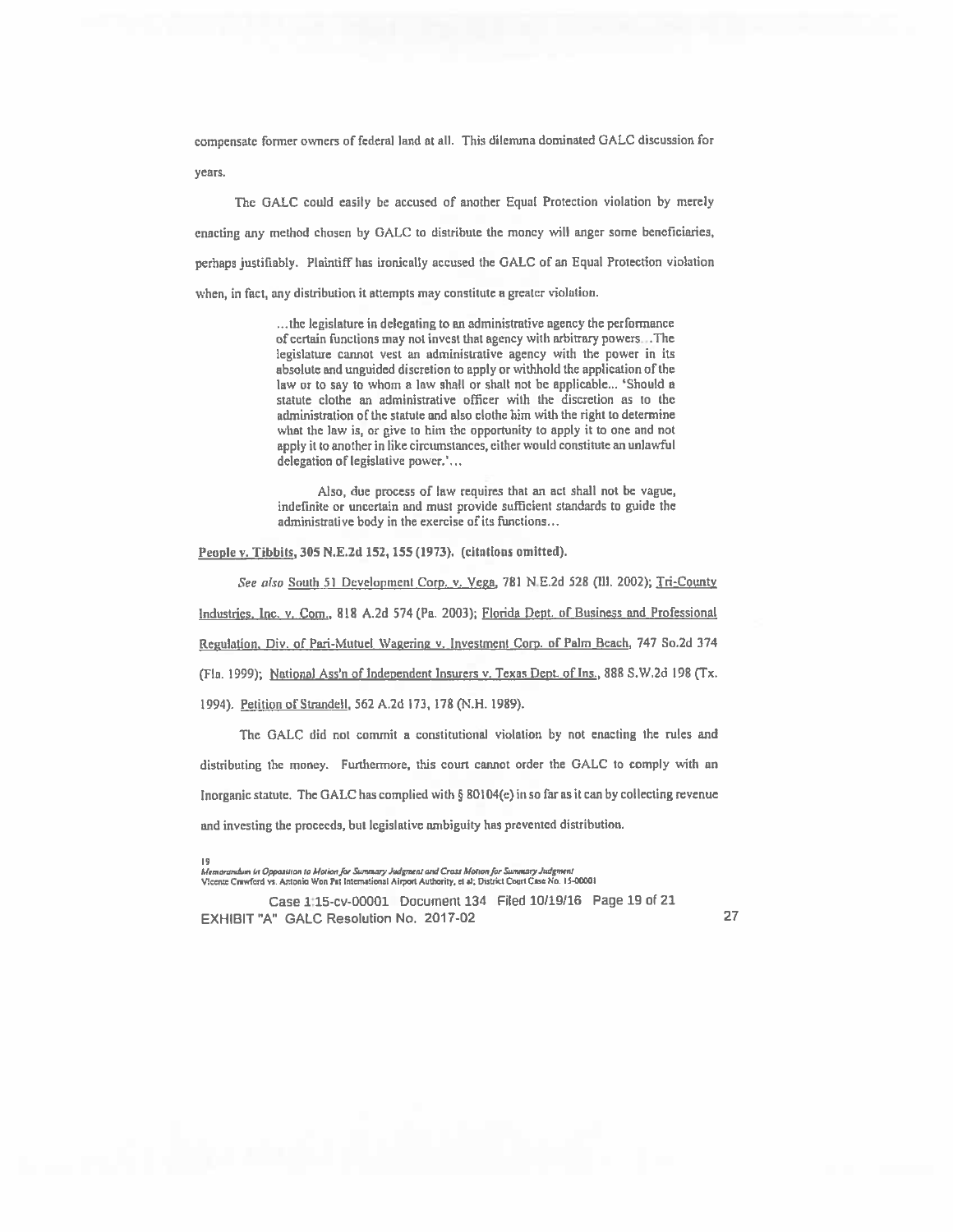compensate former owners of federal land at all. This dilemma dominated GALC discussion for years.

The GALC could easily be accused of another Equal Protection violation by merely enacting any method chosen by GALC to distribute the money will anger some beneficiaries, perhaps justifiably. Plaintiff has ironically accused the GALC of an Equal Protection violation when, in fact, any distribution it attempts may constitute a greater violation.

> …the legislature in delegating to an administrative agency the performance of certain functions may not invest that agency with arbitrary powers…The legislature cannot vest an administrative agency with the power in its absolute and unguided discretion to apply or withhold the application of the law or to say to whom a law shall or shall not be applicable… 'Should a statute clothe an administrative officer with the discretion as to the administration of the statute and also clothe him with the right to determine what the law is, or give to him the opportunity to apply it to one and not apply it to another in like circumstances, either would constitute an unlawful delegation of legislative power.'…
>
> Also, due process of law requires that an act shall not be vague, indefinite or uncertain and must provide sufficient standards to guide the administrative body in the exercise of its functions…

**People v. Tibbits, 305 N.E.2d 152, 155 (1973). (citations omitted).**

*See also* South 51 Development Corp. v. Vega, 781 N.E.2d 528 (Ill. 2002); Tri-County Industries, Inc. v. Com., 818 A.2d 574 (Pa. 2003); Florida Dept. of Business and Professional Regulation, Div. of Pari-Mutuel Wagering v. Investment Corp. of Palm Beach, 747 So.2d 374 (Fla. 1999); National Ass'n of Independent Insurers v. Texas Dept. of Ins., 888 S.W.2d 198 (Tx. 1994). Petition of Strandell, 562 A.2d 173, 178 (N.H. 1989).

The GALC did not commit a constitutional violation by not enacting the rules and distributing the money. Furthermore, this court cannot order the GALC to comply with an Inorganic statute. The GALC has complied with § 80104(e) in so far as it can by collecting revenue and investing the proceeds, but legislative ambiguity has prevented distribution.

*Memorandum in Opposition to Motion for Summary Judgment and Cross Motion for Summary Judgment*
Vicente Crawford vs. Antonio Won Pat International Airport Authority, et al; District Court Case No. 15-00001

Case 1:15-cv-00001 Document 134 Filed 10/19/16 Page 19 of 21
EXHIBIT "A" GALC Resolution No. 2017-02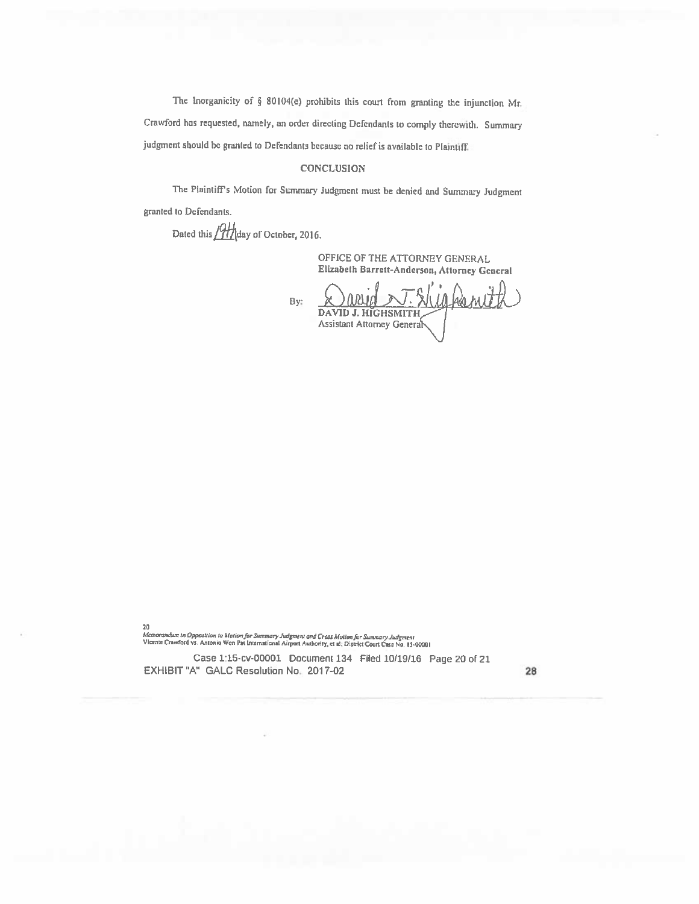The Inorganicity of § 80104(e) prohibits this court from granting the injunction Mr. Crawford has requested, namely, an order directing Defendants to comply therewith. Summary judgment should be granted to Defendants because no relief is available to Plaintiff.

## CONCLUSION

The Plaintiff's Motion for Summary Judgment must be denied and Summary Judgment granted to Defendants.

Dated this 19th day of October, 2016.

OFFICE OF THE ATTORNEY GENERAL
**Elizabeth Barrett-Anderson, Attorney General**

By: David J. Highsmith
**DAVID J. HIGHSMITH**
Assistant Attorney General

*Memorandum in Opposition to Motion for Summary Judgment and Cross Motion for Summary Judgment*
Vicente Crawford vs. Antonio Won Pat International Airport Authority, et al; District Court Case No. 15-00001

Case 1:15-cv-00001 Document 134 Filed 10/19/16 Page 20 of 21
EXHIBIT "A" GALC Resolution No. 2017-02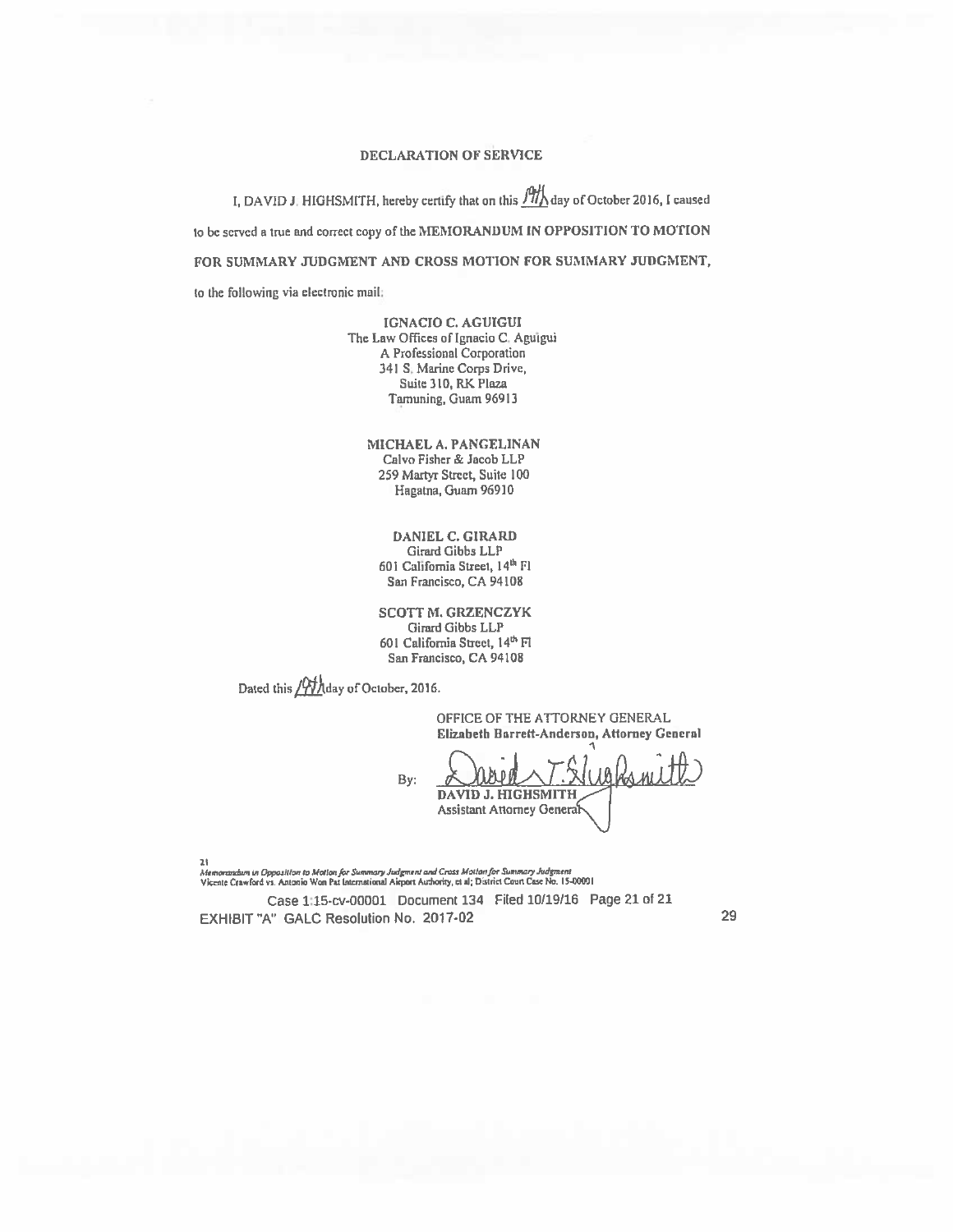## DECLARATION OF SERVICE

I, DAVID J. HIGHSMITH, hereby certify that on this 19th day of October 2016, I caused to be served a true and correct copy of the **MEMORANDUM IN OPPOSITION TO MOTION FOR SUMMARY JUDGMENT AND CROSS MOTION FOR SUMMARY JUDGMENT,** to the following via electronic mail:

IGNACIO C. AGUIGUI
The Law Offices of Ignacio C. Aguigui
A Professional Corporation
341 S. Marine Corps Drive,
Suite 310, RK Plaza
Tamuning, Guam 96913

MICHAEL A. PANGELINAN
Calvo Fisher & Jacob LLP
259 Martyr Street, Suite 100
Hagatna, Guam 96910

DANIEL C. GIRARD
Girard Gibbs LLP
601 California Street, 14th Fl
San Francisco, CA 94108

SCOTT M. GRZENCZYK
Girard Gibbs LLP
601 California Street, 14th Fl
San Francisco, CA 94108

Dated this 19th day of October, 2016.

OFFICE OF THE ATTORNEY GENERAL
**Elizabeth Barrett-Anderson, Attorney General**

By: David J. Highsmith
**DAVID J. HIGHSMITH**
Assistant Attorney General

*Memorandum in Opposition to Motion for Summary Judgment and Cross Motion for Summary Judgment*
Vicente Crawford vs. Antonio Won Pat International Airport Authority, et al; District Court Case No. 15-00001

Case 1:15-cv-00001 Document 134 Filed 10/19/16 Page 21 of 21
EXHIBIT "A" GALC Resolution No. 2017-02